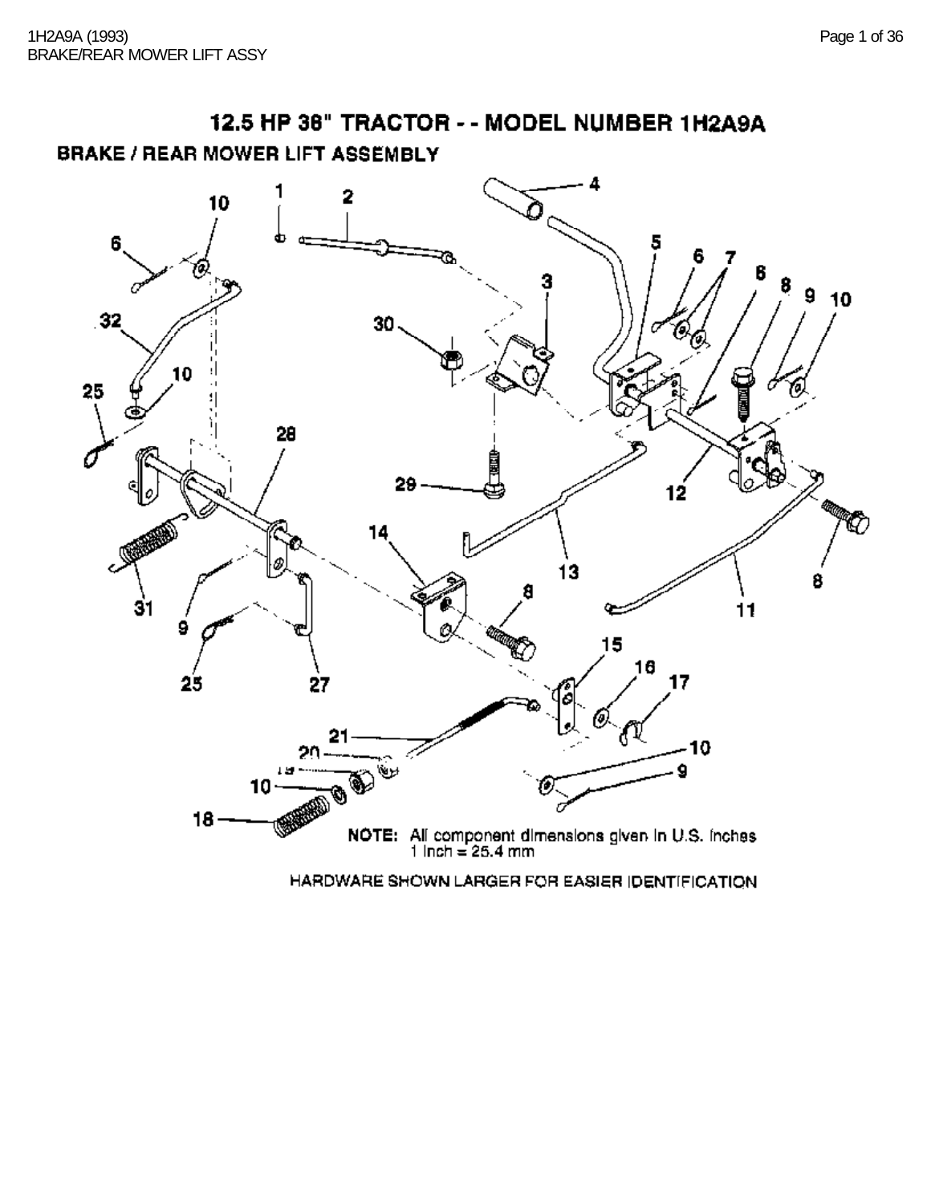# 12.5 HP 38" TRACTOR - - MODEL NUMBER 1H2A9A

## BRAKE / REAR MOWER LIFT ASSEMBLY

NOTE: All component dimensions given in U.S. inches
1 inch = 25.4 mm

HARDWARE SHOWN LARGER FOR EASIER IDENTIFICATION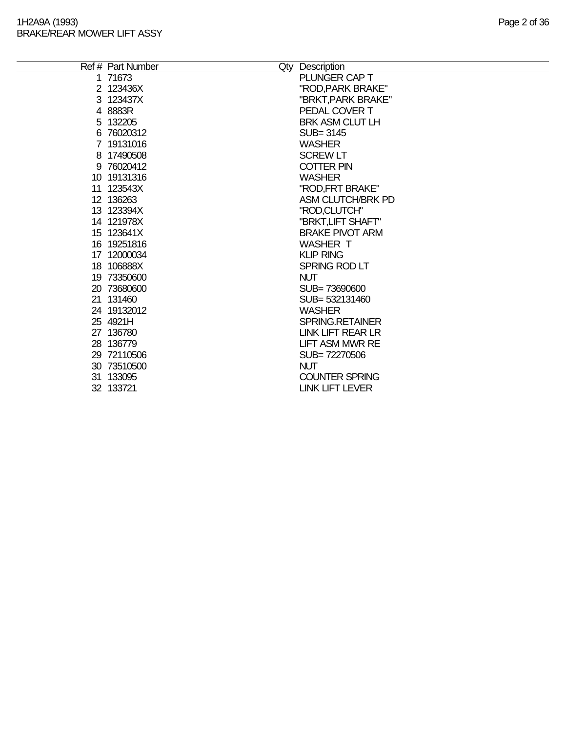| Ref # | Part Number | Qty | Description |
|---|---|---|---|
| 1 | 71673 | | PLUNGER CAP T |
| 2 | 123436X | | "ROD,PARK BRAKE" |
| 3 | 123437X | | "BRKT,PARK BRAKE" |
| 4 | 8883R | | PEDAL COVER T |
| 5 | 132205 | | BRK ASM CLUT LH |
| 6 | 76020312 | | SUB= 3145 |
| 7 | 19131016 | | WASHER |
| 8 | 17490508 | | SCREW LT |
| 9 | 76020412 | | COTTER PIN |
| 10 | 19131316 | | WASHER |
| 11 | 123543X | | "ROD,FRT BRAKE" |
| 12 | 136263 | | ASM CLUTCH/BRK PD |
| 13 | 123394X | | "ROD,CLUTCH" |
| 14 | 121978X | | "BRKT,LIFT SHAFT" |
| 15 | 123641X | | BRAKE PIVOT ARM |
| 16 | 19251816 | | WASHER T |
| 17 | 12000034 | | KLIP RING |
| 18 | 106888X | | SPRING ROD LT |
| 19 | 73350600 | | NUT |
| 20 | 73680600 | | SUB= 73690600 |
| 21 | 131460 | | SUB= 532131460 |
| 24 | 19132012 | | WASHER |
| 25 | 4921H | | SPRING.RETAINER |
| 27 | 136780 | | LINK LIFT REAR LR |
| 28 | 136779 | | LIFT ASM MWR RE |
| 29 | 72110506 | | SUB= 72270506 |
| 30 | 73510500 | | NUT |
| 31 | 133095 | | COUNTER SPRING |
| 32 | 133721 | | LINK LIFT LEVER |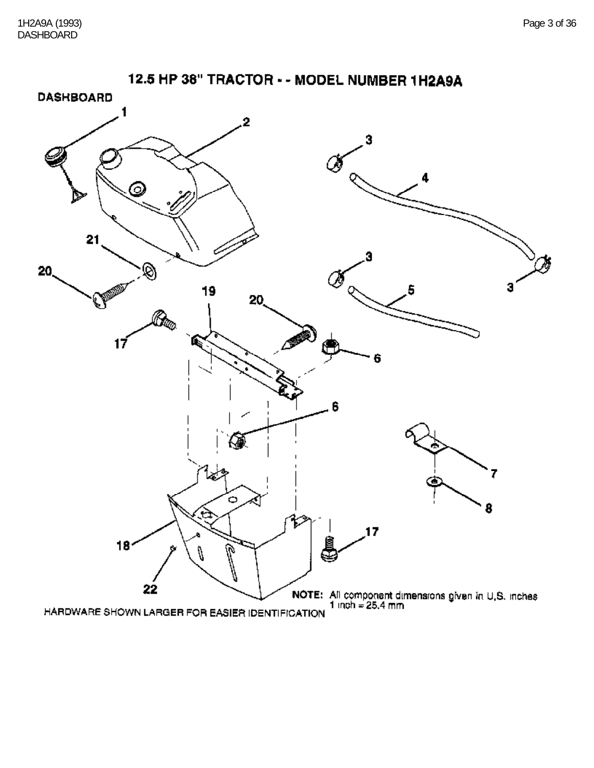# 12.5 HP 38" TRACTOR - - MODEL NUMBER 1H2A9A

## DASHBOARD

1
2
3
4
21
20
3
5
3
19
20
17
6
6
7
8
18
17
22

NOTE: All component dimensions given in U.S. inches
1 inch = 25.4 mm

HARDWARE SHOWN LARGER FOR EASIER IDENTIFICATION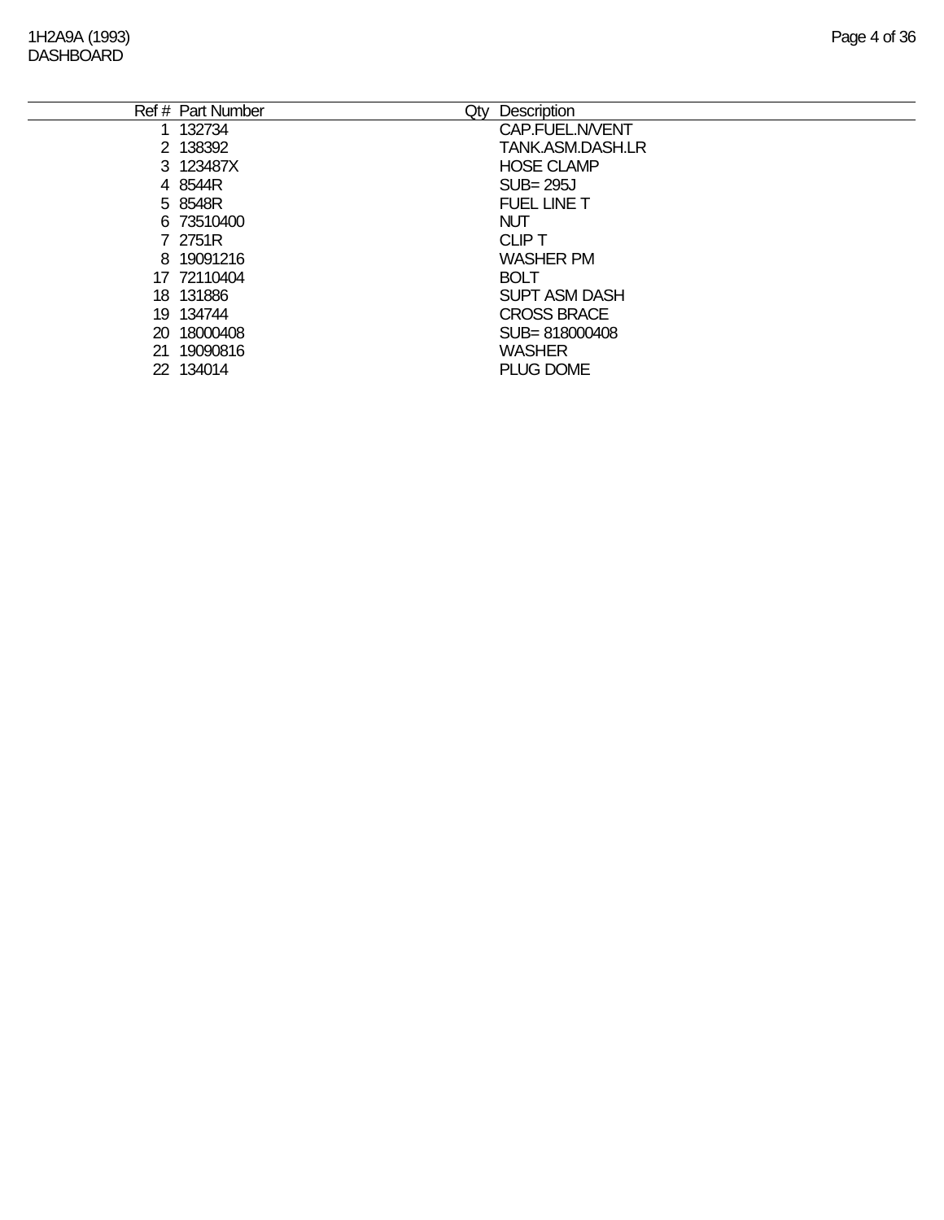1H2A9A (1993)
DASHBOARD

| Ref # | Part Number | Qty | Description |
|---|---|---|---|
| 1 | 132734 | | CAP.FUEL.N/VENT |
| 2 | 138392 | | TANK.ASM.DASH.LR |
| 3 | 123487X | | HOSE CLAMP |
| 4 | 8544R | | SUB= 295J |
| 5 | 8548R | | FUEL LINE T |
| 6 | 73510400 | | NUT |
| 7 | 2751R | | CLIP T |
| 8 | 19091216 | | WASHER PM |
| 17 | 72110404 | | BOLT |
| 18 | 131886 | | SUPT ASM DASH |
| 19 | 134744 | | CROSS BRACE |
| 20 | 18000408 | | SUB= 818000408 |
| 21 | 19090816 | | WASHER |
| 22 | 134014 | | PLUG DOME |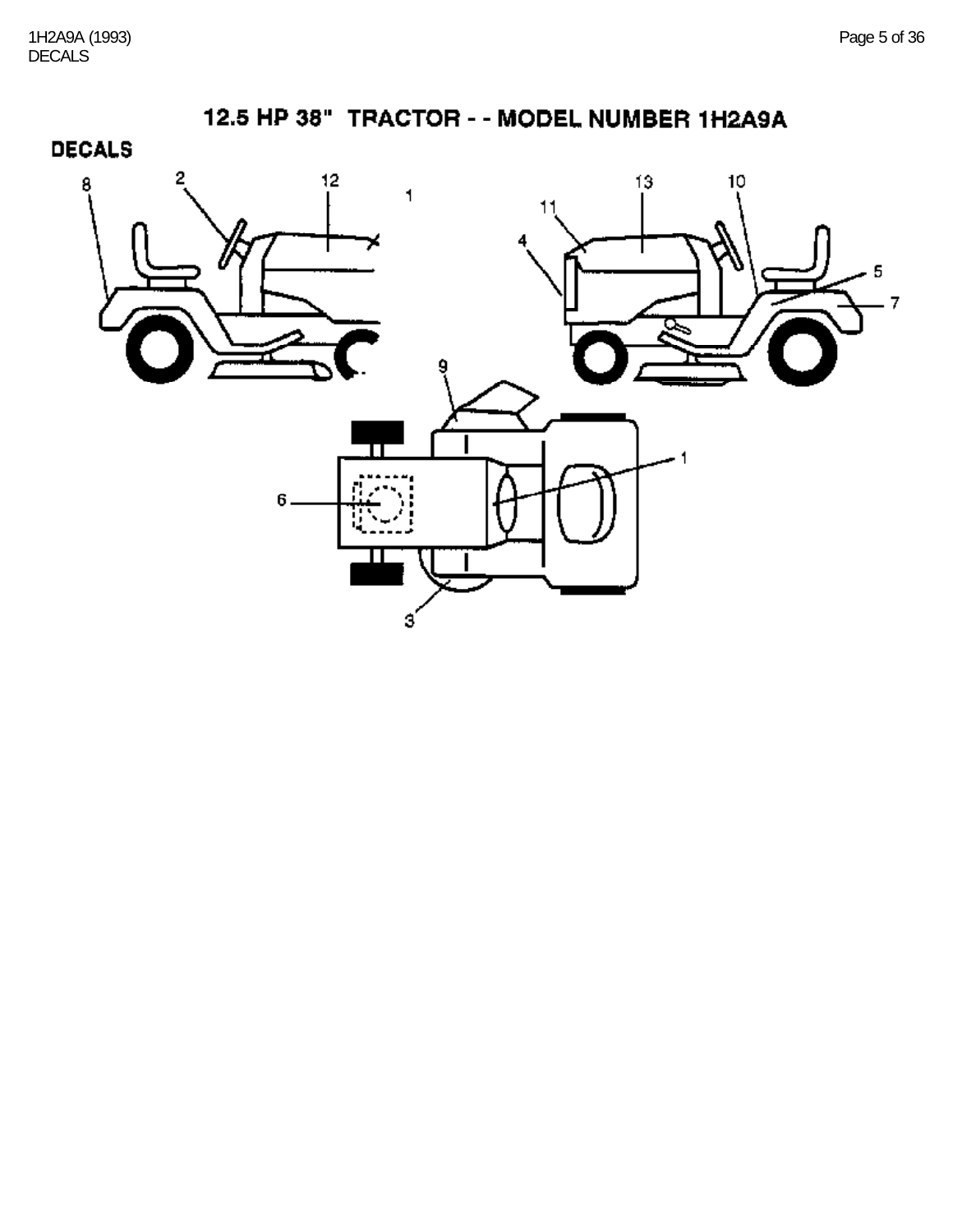# 12.5 HP 38" TRACTOR - - MODEL NUMBER 1H2A9A

## DECALS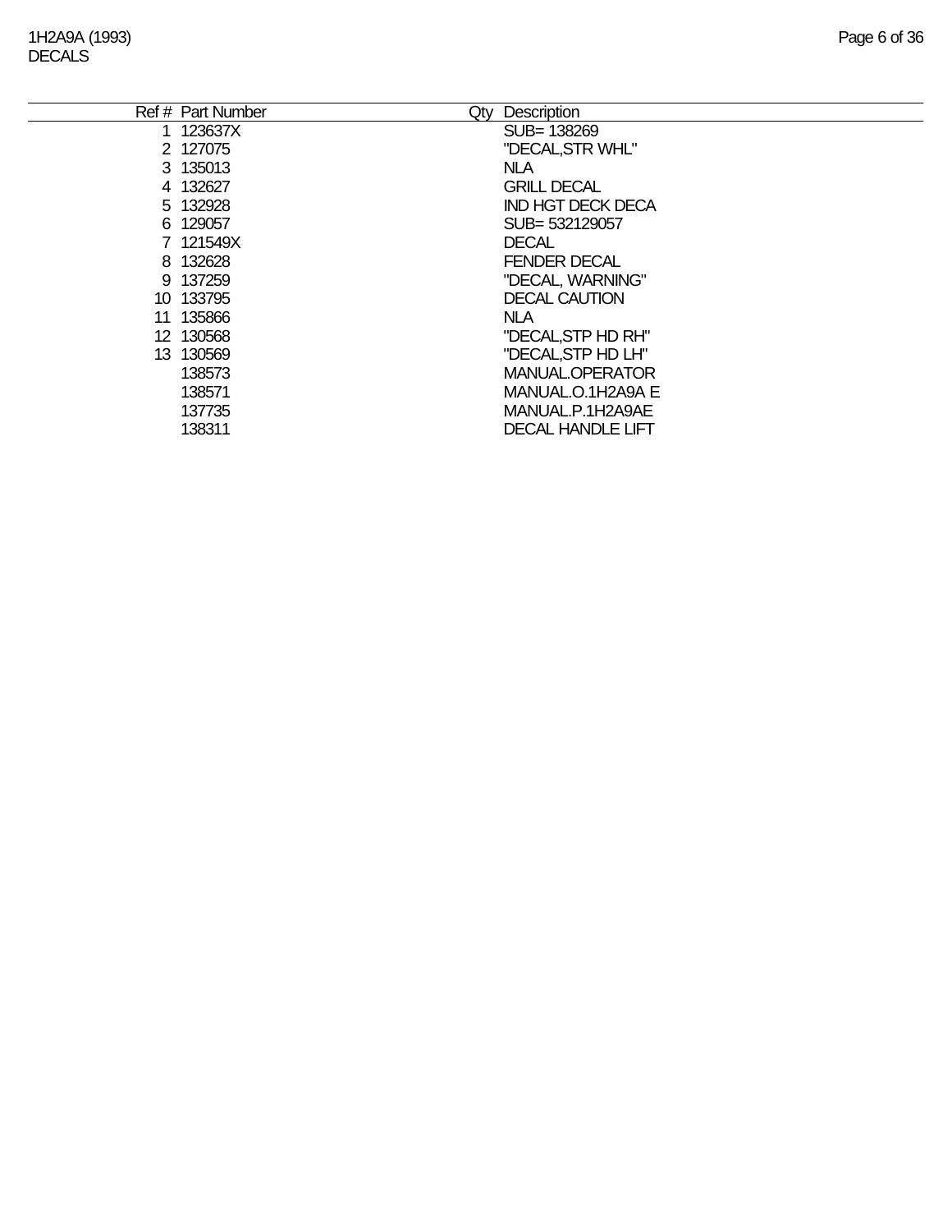# DECALS

| Ref # | Part Number | Qty | Description |
|---|---|---|---|
| 1 | 123637X | | SUB= 138269 |
| 2 | 127075 | | "DECAL,STR WHL" |
| 3 | 135013 | | NLA |
| 4 | 132627 | | GRILL DECAL |
| 5 | 132928 | | IND HGT DECK DECA |
| 6 | 129057 | | SUB= 532129057 |
| 7 | 121549X | | DECAL |
| 8 | 132628 | | FENDER DECAL |
| 9 | 137259 | | "DECAL, WARNING" |
| 10 | 133795 | | DECAL CAUTION |
| 11 | 135866 | | NLA |
| 12 | 130568 | | "DECAL,STP HD RH" |
| 13 | 130569 | | "DECAL,STP HD LH" |
| | 138573 | | MANUAL.OPERATOR |
| | 138571 | | MANUAL.O.1H2A9A E |
| | 137735 | | MANUAL.P.1H2A9AE |
| | 138311 | | DECAL HANDLE LIFT |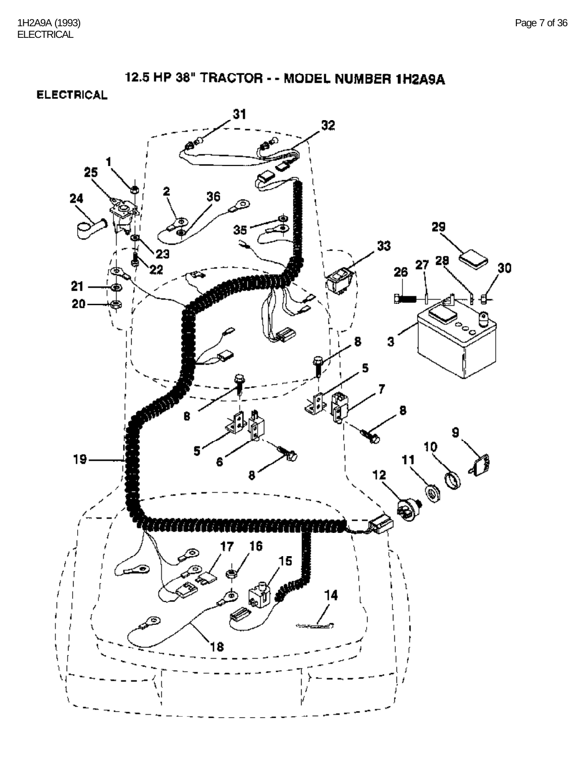## 12.5 HP 38" TRACTOR - - MODEL NUMBER 1H2A9A

### ELECTRICAL

31 32 1 25 2 36 24 35 29 23 33 27 28 26 30 22 21 20 8 3 5 7 8 8 5 6 8 9 10 19 11 12 17 16 15 14 18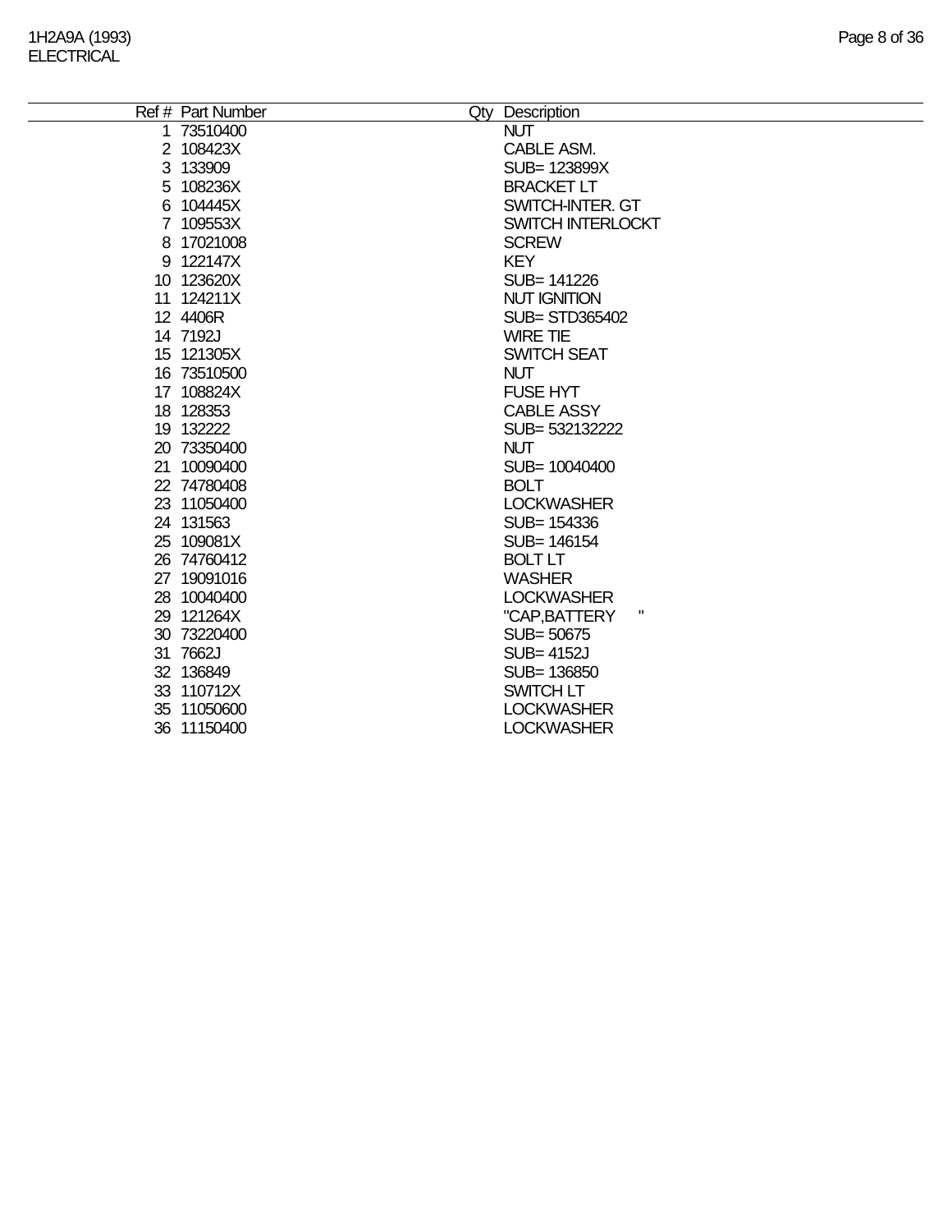1H2A9A (1993)
ELECTRICAL

| Ref # | Part Number | Qty | Description |
|---|---|---|---|
| 1 | 73510400 | | NUT |
| 2 | 108423X | | CABLE ASM. |
| 3 | 133909 | | SUB= 123899X |
| 5 | 108236X | | BRACKET LT |
| 6 | 104445X | | SWITCH-INTER. GT |
| 7 | 109553X | | SWITCH INTERLOCKT |
| 8 | 17021008 | | SCREW |
| 9 | 122147X | | KEY |
| 10 | 123620X | | SUB= 141226 |
| 11 | 124211X | | NUT IGNITION |
| 12 | 4406R | | SUB= STD365402 |
| 14 | 7192J | | WIRE TIE |
| 15 | 121305X | | SWITCH SEAT |
| 16 | 73510500 | | NUT |
| 17 | 108824X | | FUSE HYT |
| 18 | 128353 | | CABLE ASSY |
| 19 | 132222 | | SUB= 532132222 |
| 20 | 73350400 | | NUT |
| 21 | 10090400 | | SUB= 10040400 |
| 22 | 74780408 | | BOLT |
| 23 | 11050400 | | LOCKWASHER |
| 24 | 131563 | | SUB= 154336 |
| 25 | 109081X | | SUB= 146154 |
| 26 | 74760412 | | BOLT LT |
| 27 | 19091016 | | WASHER |
| 28 | 10040400 | | LOCKWASHER |
| 29 | 121264X | | "CAP,BATTERY " |
| 30 | 73220400 | | SUB= 50675 |
| 31 | 7662J | | SUB= 4152J |
| 32 | 136849 | | SUB= 136850 |
| 33 | 110712X | | SWITCH LT |
| 35 | 11050600 | | LOCKWASHER |
| 36 | 11150400 | | LOCKWASHER |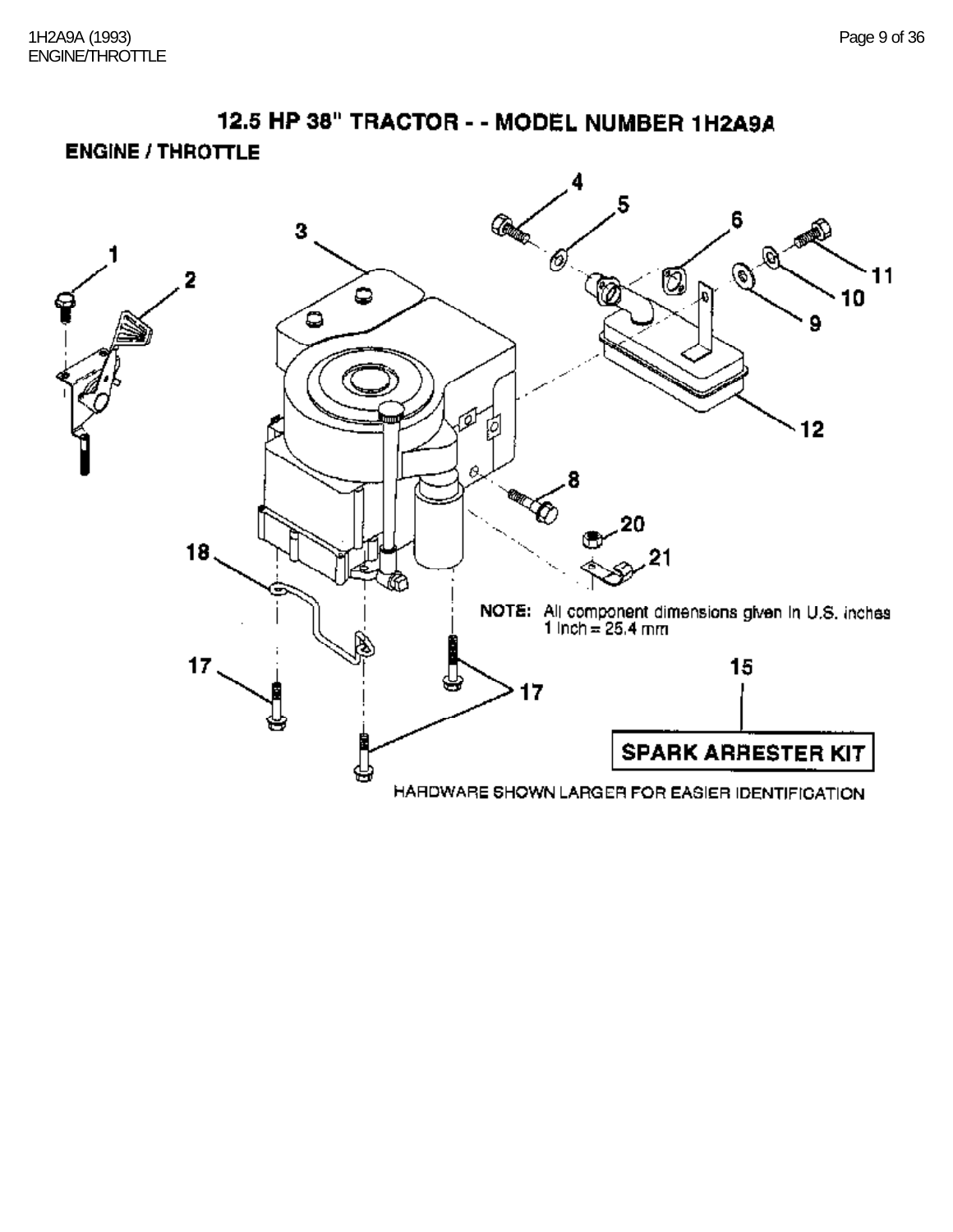# 12.5 HP 38" TRACTOR - - MODEL NUMBER 1H2A9A

## ENGINE / THROTTLE

NOTE: All component dimensions given in U.S. inches
1 inch = 25.4 mm

SPARK ARRESTER KIT

HARDWARE SHOWN LARGER FOR EASIER IDENTIFICATION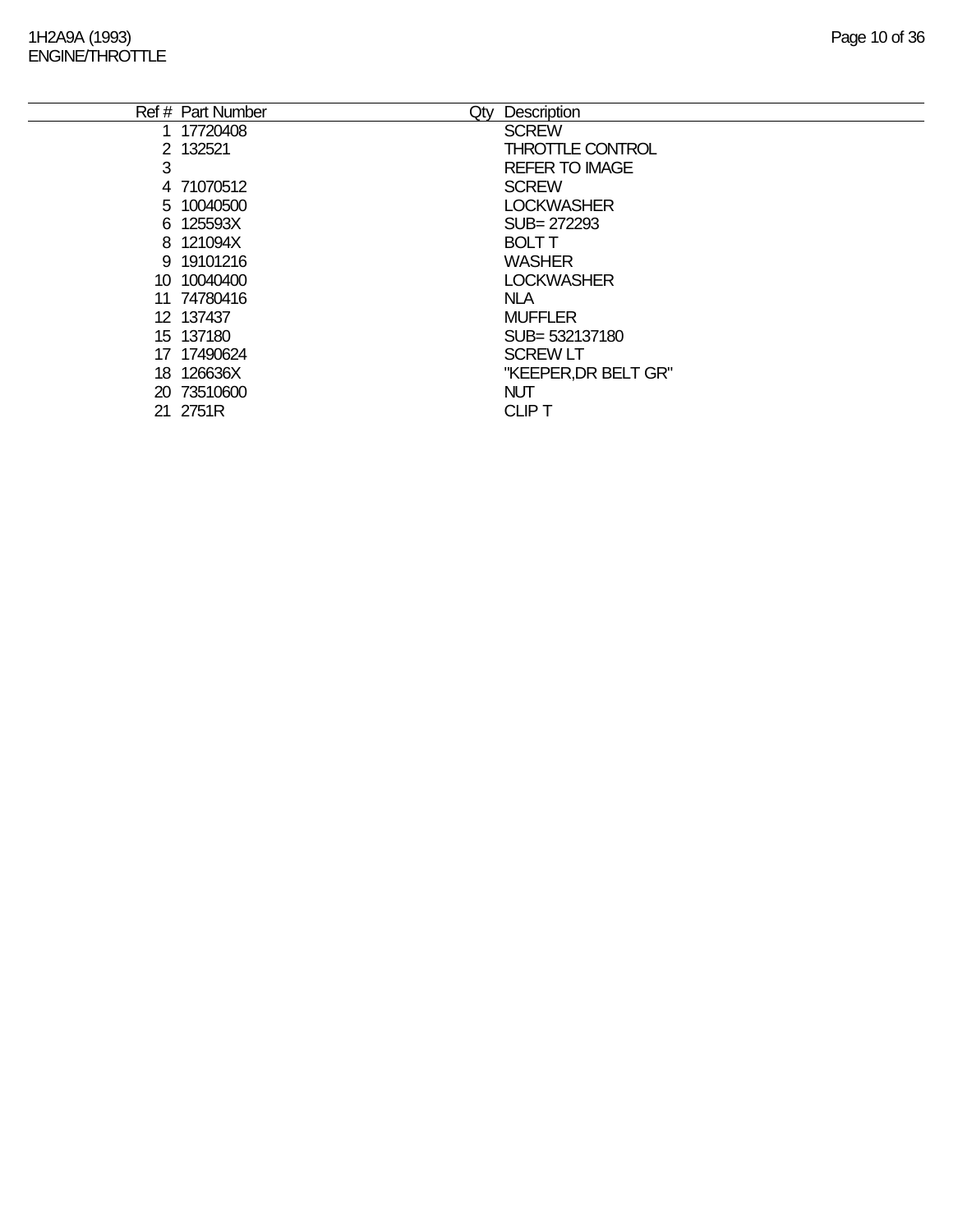1H2A9A (1993)
ENGINE/THROTTLE

| Ref # | Part Number | Qty | Description |
|---|---|---|---|
| 1 | 17720408 | | SCREW |
| 2 | 132521 | | THROTTLE CONTROL |
| 3 | | | REFER TO IMAGE |
| 4 | 71070512 | | SCREW |
| 5 | 10040500 | | LOCKWASHER |
| 6 | 125593X | | SUB= 272293 |
| 8 | 121094X | | BOLT T |
| 9 | 19101216 | | WASHER |
| 10 | 10040400 | | LOCKWASHER |
| 11 | 74780416 | | NLA |
| 12 | 137437 | | MUFFLER |
| 15 | 137180 | | SUB= 532137180 |
| 17 | 17490624 | | SCREW LT |
| 18 | 126636X | | "KEEPER,DR BELT GR" |
| 20 | 73510600 | | NUT |
| 21 | 2751R | | CLIP T |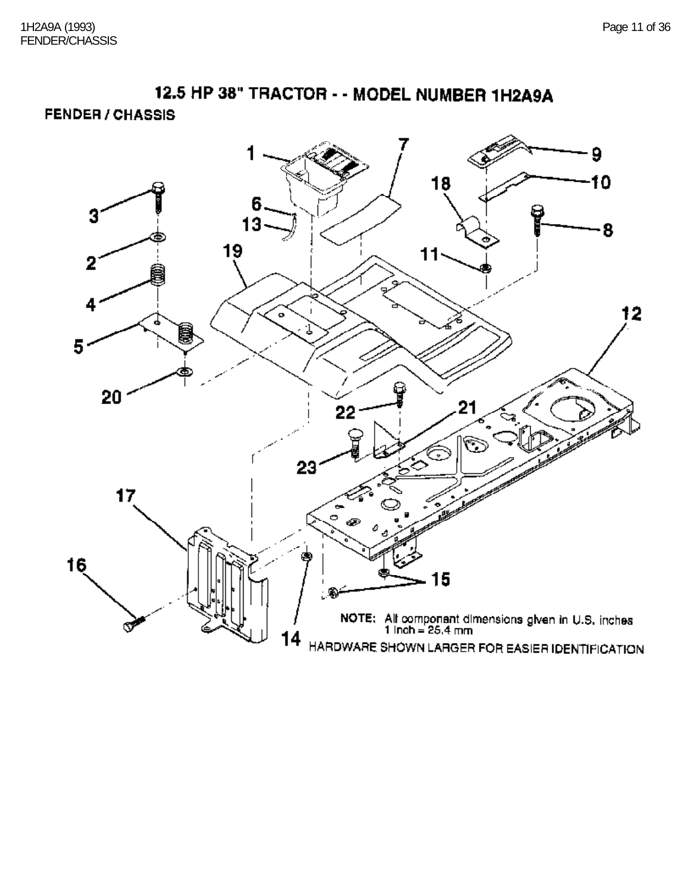# 12.5 HP 38" TRACTOR - - MODEL NUMBER 1H2A9A

## FENDER / CHASSIS

1
2
3
4
5
6
7
8
9
10
11
12
13
14
15
16
17
18
19
20
21
22
23

NOTE: All component dimensions given in U.S. inches
1 inch = 25.4 mm

HARDWARE SHOWN LARGER FOR EASIER IDENTIFICATION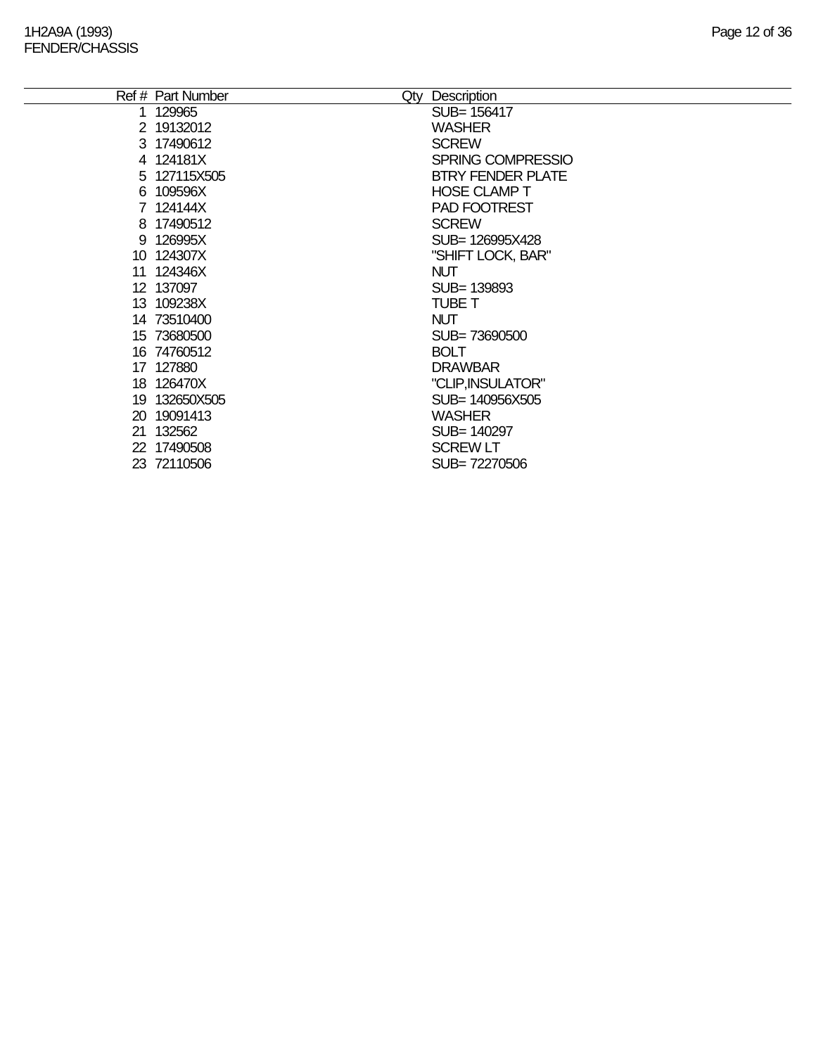# 1H2A9A (1993)
## FENDER/CHASSIS

| Ref # | Part Number | Qty | Description |
|---|---|---|---|
| 1 | 129965 | | SUB= 156417 |
| 2 | 19132012 | | WASHER |
| 3 | 17490612 | | SCREW |
| 4 | 124181X | | SPRING COMPRESSIO |
| 5 | 127115X505 | | BTRY FENDER PLATE |
| 6 | 109596X | | HOSE CLAMP T |
| 7 | 124144X | | PAD FOOTREST |
| 8 | 17490512 | | SCREW |
| 9 | 126995X | | SUB= 126995X428 |
| 10 | 124307X | | "SHIFT LOCK, BAR" |
| 11 | 124346X | | NUT |
| 12 | 137097 | | SUB= 139893 |
| 13 | 109238X | | TUBE T |
| 14 | 73510400 | | NUT |
| 15 | 73680500 | | SUB= 73690500 |
| 16 | 74760512 | | BOLT |
| 17 | 127880 | | DRAWBAR |
| 18 | 126470X | | "CLIP,INSULATOR" |
| 19 | 132650X505 | | SUB= 140956X505 |
| 20 | 19091413 | | WASHER |
| 21 | 132562 | | SUB= 140297 |
| 22 | 17490508 | | SCREW LT |
| 23 | 72110506 | | SUB= 72270506 |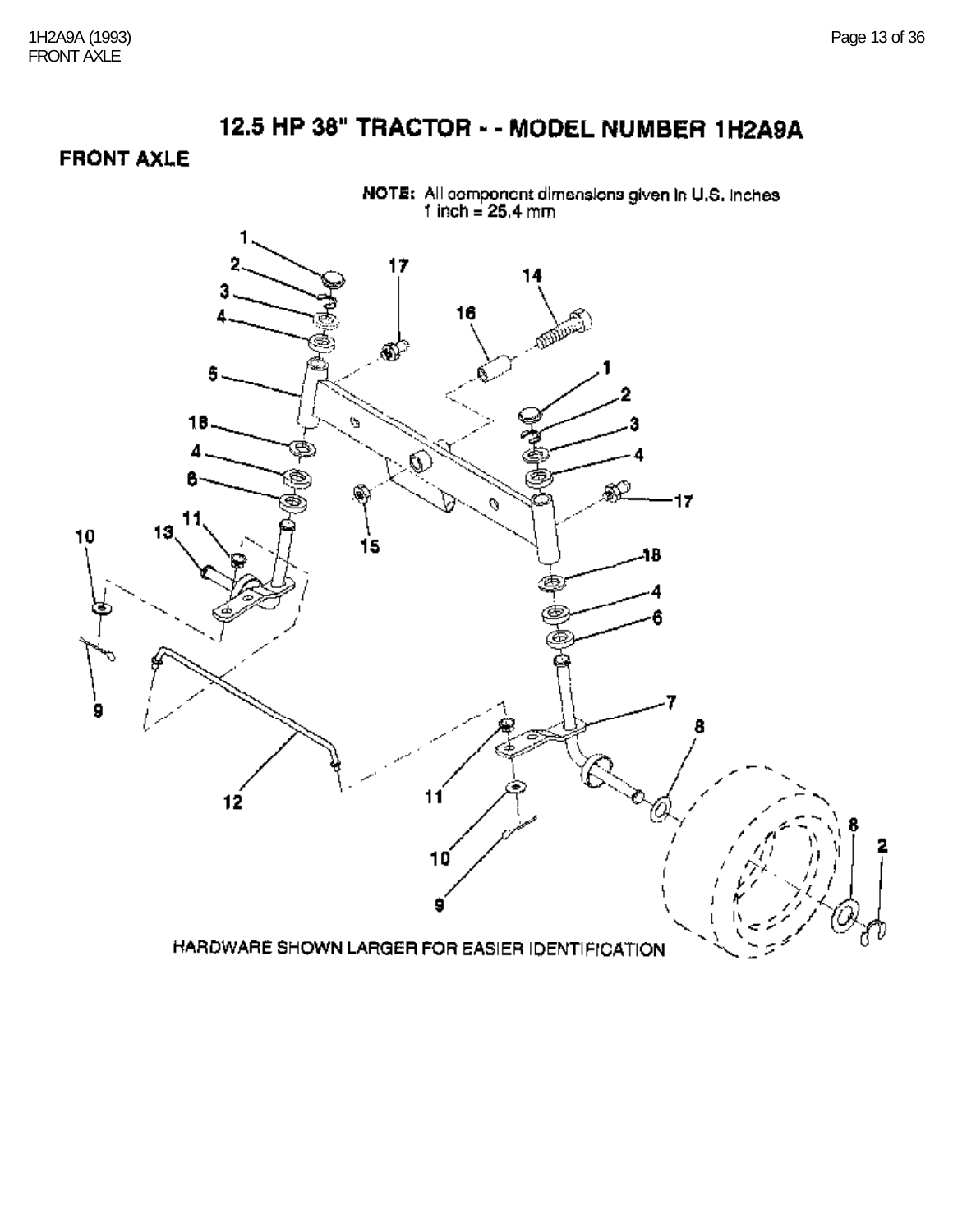# 12.5 HP 38" TRACTOR - - MODEL NUMBER 1H2A9A

## FRONT AXLE

NOTE: All component dimensions given in U.S. inches
1 inch = 25.4 mm

1 2 3 4 5 16 4 6 11 13 10 9 12 17 14 16 1 2 3 4 17 15 18 4 6 7 8 11 10 9 8 2

HARDWARE SHOWN LARGER FOR EASIER IDENTIFICATION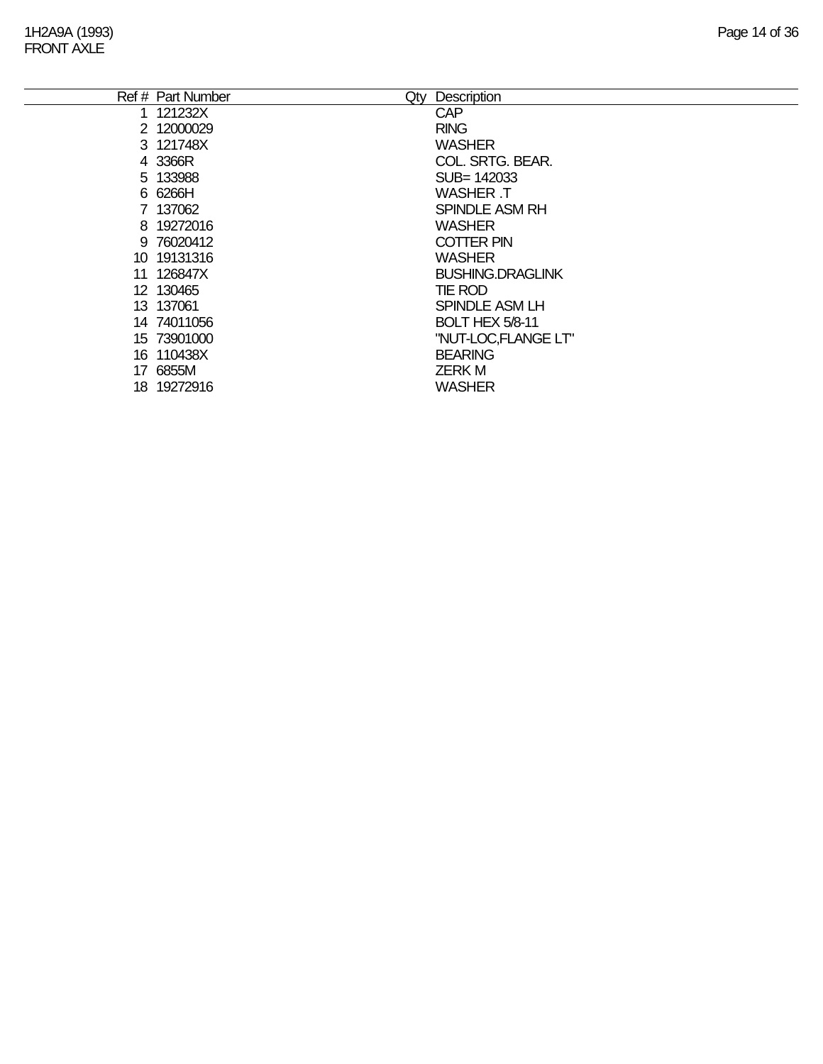| Ref # | Part Number | Qty | Description |
|---|---|---|---|
| 1 | 121232X | | CAP |
| 2 | 12000029 | | RING |
| 3 | 121748X | | WASHER |
| 4 | 3366R | | COL. SRTG. BEAR. |
| 5 | 133988 | | SUB= 142033 |
| 6 | 6266H | | WASHER .T |
| 7 | 137062 | | SPINDLE ASM RH |
| 8 | 19272016 | | WASHER |
| 9 | 76020412 | | COTTER PIN |
| 10 | 19131316 | | WASHER |
| 11 | 126847X | | BUSHING.DRAGLINK |
| 12 | 130465 | | TIE ROD |
| 13 | 137061 | | SPINDLE ASM LH |
| 14 | 74011056 | | BOLT HEX 5/8-11 |
| 15 | 73901000 | | "NUT-LOC,FLANGE LT" |
| 16 | 110438X | | BEARING |
| 17 | 6855M | | ZERK M |
| 18 | 19272916 | | WASHER |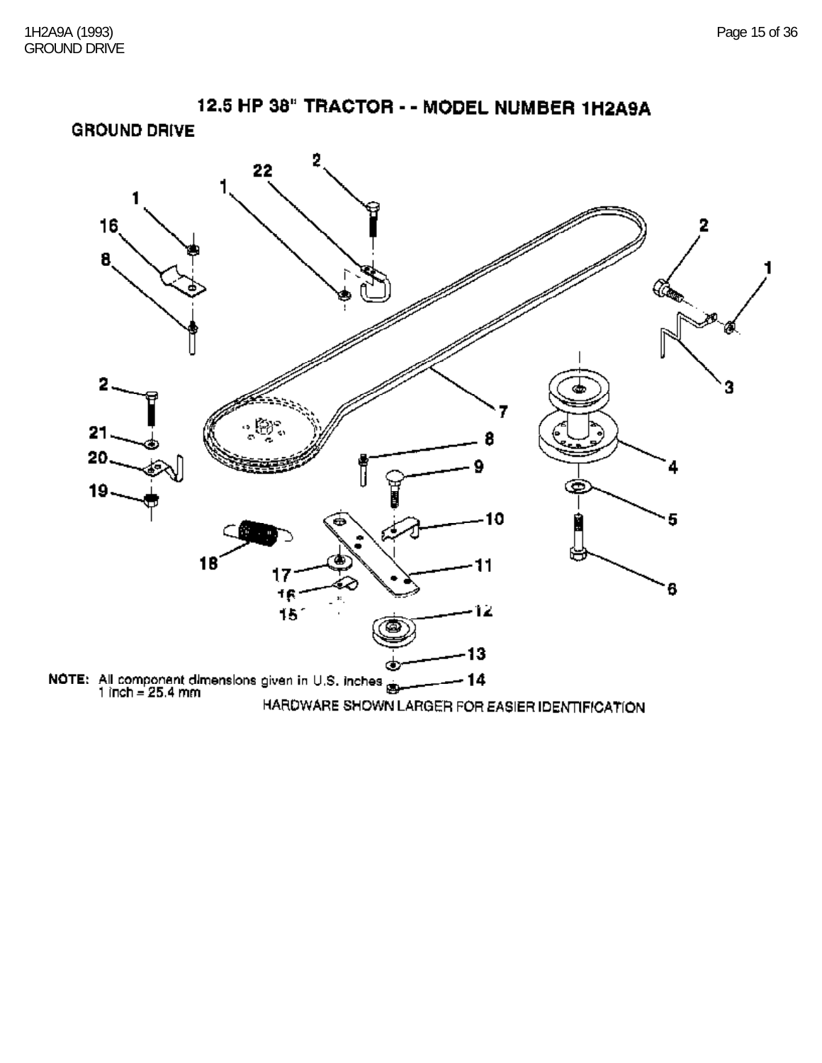# 12.5 HP 38" TRACTOR - - MODEL NUMBER 1H2A9A

## GROUND DRIVE

NOTE: All component dimensions given in U.S. inches
1 inch = 25.4 mm

HARDWARE SHOWN LARGER FOR EASIER IDENTIFICATION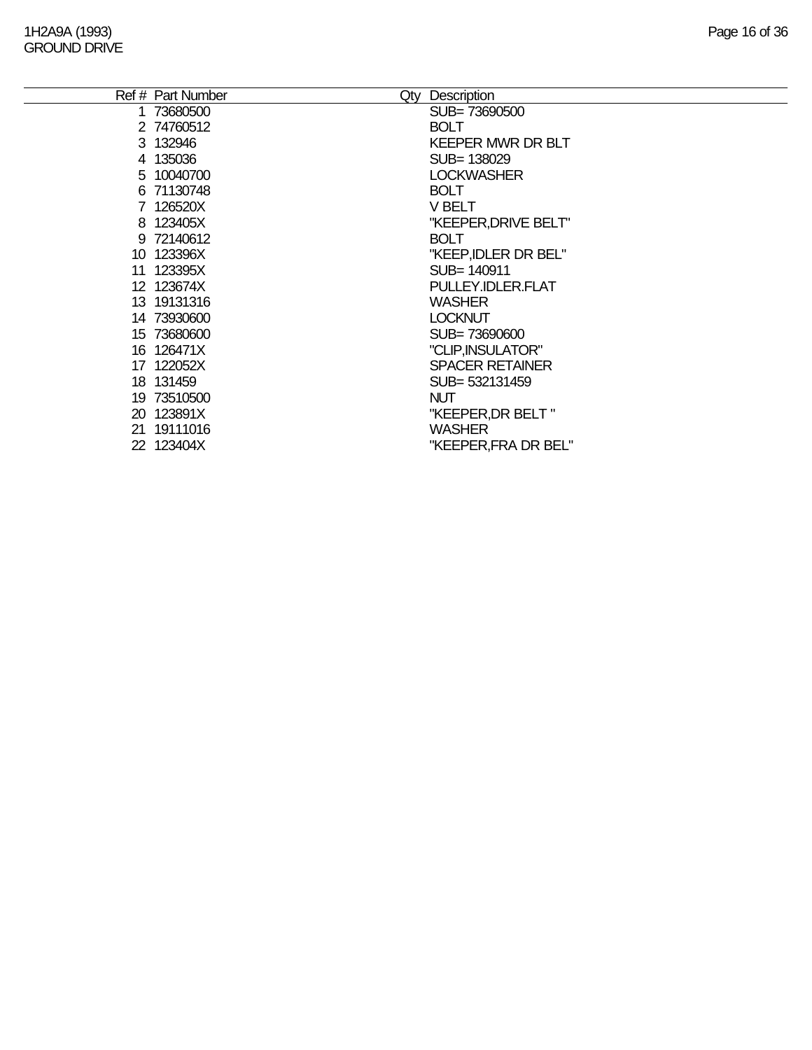| Ref # | Part Number | Qty | Description |
|---|---|---|---|
| 1 | 73680500 | | SUB= 73690500 |
| 2 | 74760512 | | BOLT |
| 3 | 132946 | | KEEPER MWR DR BLT |
| 4 | 135036 | | SUB= 138029 |
| 5 | 10040700 | | LOCKWASHER |
| 6 | 71130748 | | BOLT |
| 7 | 126520X | | V BELT |
| 8 | 123405X | | "KEEPER,DRIVE BELT" |
| 9 | 72140612 | | BOLT |
| 10 | 123396X | | "KEEP,IDLER DR BEL" |
| 11 | 123395X | | SUB= 140911 |
| 12 | 123674X | | PULLEY.IDLER.FLAT |
| 13 | 19131316 | | WASHER |
| 14 | 73930600 | | LOCKNUT |
| 15 | 73680600 | | SUB= 73690600 |
| 16 | 126471X | | "CLIP,INSULATOR" |
| 17 | 122052X | | SPACER RETAINER |
| 18 | 131459 | | SUB= 532131459 |
| 19 | 73510500 | | NUT |
| 20 | 123891X | | "KEEPER,DR BELT " |
| 21 | 19111016 | | WASHER |
| 22 | 123404X | | "KEEPER,FRA DR BEL" |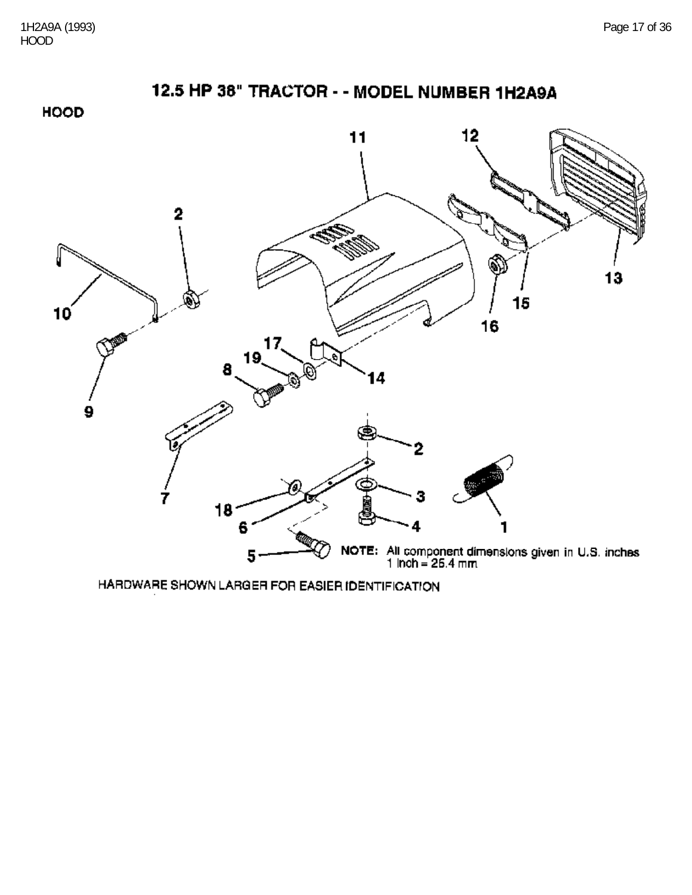# 12.5 HP 38" TRACTOR - - MODEL NUMBER 1H2A9A

## HOOD

NOTE: All component dimensions given in U.S. inches
1 inch = 25.4 mm

HARDWARE SHOWN LARGER FOR EASIER IDENTIFICATION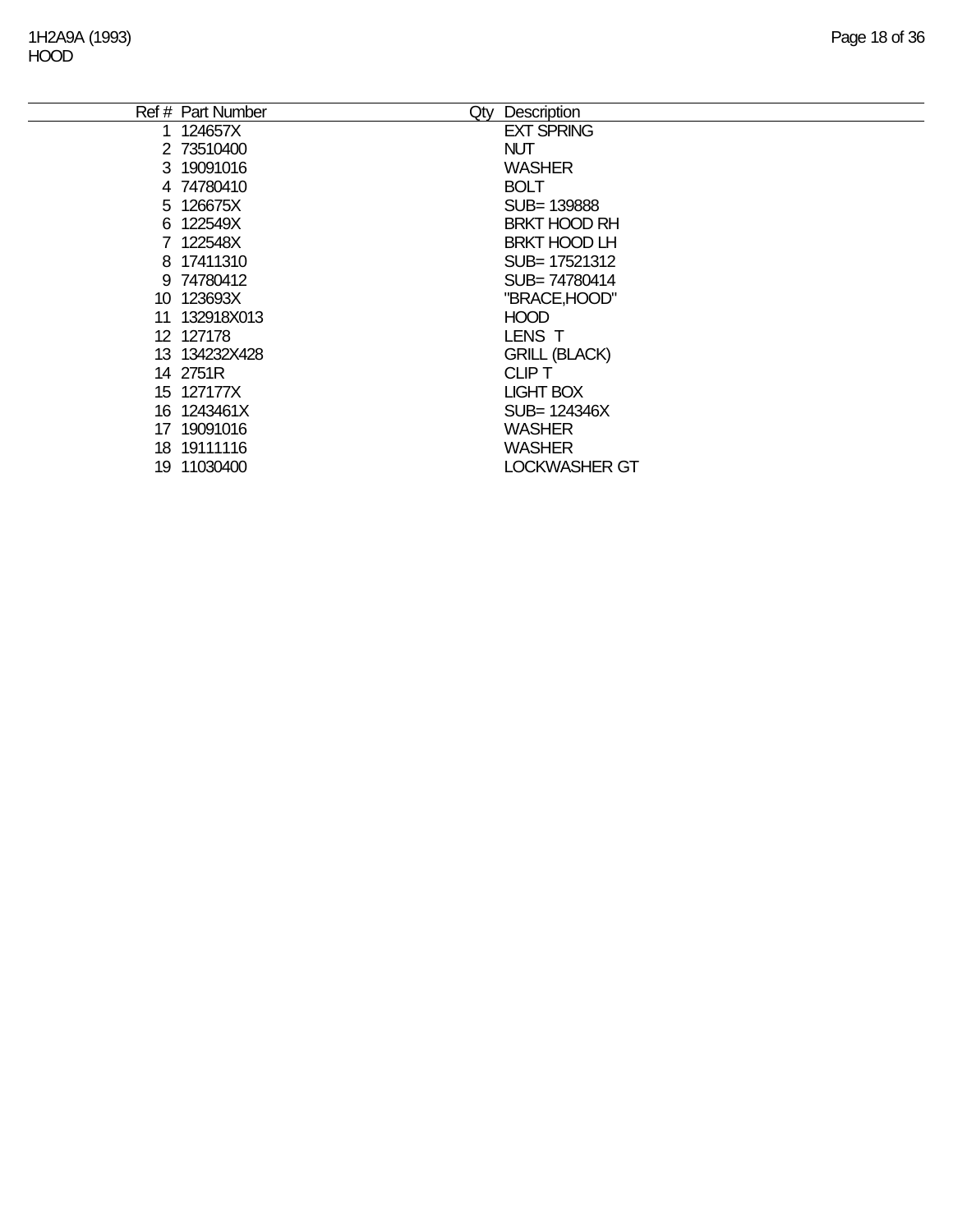1H2A9A (1993)
HOOD

| Ref # | Part Number | Qty | Description |
|---|---|---|---|
| 1 | 124657X | | EXT SPRING |
| 2 | 73510400 | | NUT |
| 3 | 19091016 | | WASHER |
| 4 | 74780410 | | BOLT |
| 5 | 126675X | | SUB= 139888 |
| 6 | 122549X | | BRKT HOOD RH |
| 7 | 122548X | | BRKT HOOD LH |
| 8 | 17411310 | | SUB= 17521312 |
| 9 | 74780412 | | SUB= 74780414 |
| 10 | 123693X | | "BRACE,HOOD" |
| 11 | 132918X013 | | HOOD |
| 12 | 127178 | | LENS T |
| 13 | 134232X428 | | GRILL (BLACK) |
| 14 | 2751R | | CLIP T |
| 15 | 127177X | | LIGHT BOX |
| 16 | 1243461X | | SUB= 124346X |
| 17 | 19091016 | | WASHER |
| 18 | 19111116 | | WASHER |
| 19 | 11030400 | | LOCKWASHER GT |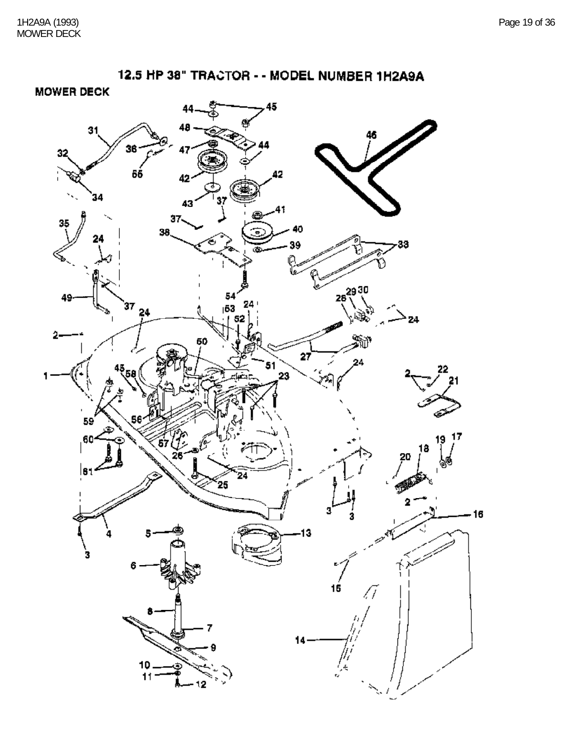# 12.5 HP 38" TRACTOR - - MODEL NUMBER 1H2A9A

## MOWER DECK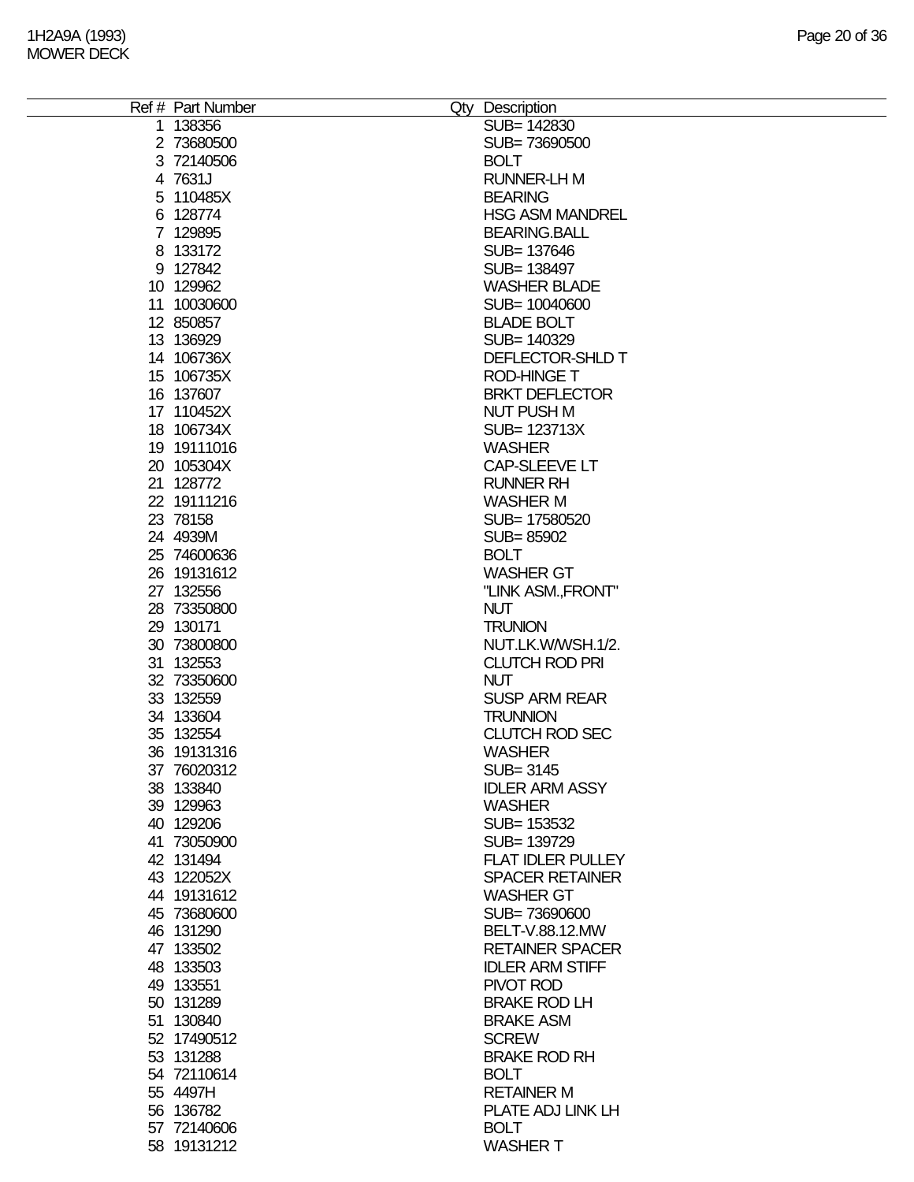1H2A9A (1993)
MOWER DECK

| Ref # | Part Number | Qty | Description |
|---|---|---|---|
| 1 | 138356 | | SUB= 142830 |
| 2 | 73680500 | | SUB= 73690500 |
| 3 | 72140506 | | BOLT |
| 4 | 7631J | | RUNNER-LH M |
| 5 | 110485X | | BEARING |
| 6 | 128774 | | HSG ASM MANDREL |
| 7 | 129895 | | BEARING.BALL |
| 8 | 133172 | | SUB= 137646 |
| 9 | 127842 | | SUB= 138497 |
| 10 | 129962 | | WASHER BLADE |
| 11 | 10030600 | | SUB= 10040600 |
| 12 | 850857 | | BLADE BOLT |
| 13 | 136929 | | SUB= 140329 |
| 14 | 106736X | | DEFLECTOR-SHLD T |
| 15 | 106735X | | ROD-HINGE T |
| 16 | 137607 | | BRKT DEFLECTOR |
| 17 | 110452X | | NUT PUSH M |
| 18 | 106734X | | SUB= 123713X |
| 19 | 19111016 | | WASHER |
| 20 | 105304X | | CAP-SLEEVE LT |
| 21 | 128772 | | RUNNER RH |
| 22 | 19111216 | | WASHER M |
| 23 | 78158 | | SUB= 17580520 |
| 24 | 4939M | | SUB= 85902 |
| 25 | 74600636 | | BOLT |
| 26 | 19131612 | | WASHER GT |
| 27 | 132556 | | "LINK ASM.,FRONT" |
| 28 | 73350800 | | NUT |
| 29 | 130171 | | TRUNION |
| 30 | 73800800 | | NUT.LK.W/WSH.1/2. |
| 31 | 132553 | | CLUTCH ROD PRI |
| 32 | 73350600 | | NUT |
| 33 | 132559 | | SUSP ARM REAR |
| 34 | 133604 | | TRUNNION |
| 35 | 132554 | | CLUTCH ROD SEC |
| 36 | 19131316 | | WASHER |
| 37 | 76020312 | | SUB= 3145 |
| 38 | 133840 | | IDLER ARM ASSY |
| 39 | 129963 | | WASHER |
| 40 | 129206 | | SUB= 153532 |
| 41 | 73050900 | | SUB= 139729 |
| 42 | 131494 | | FLAT IDLER PULLEY |
| 43 | 122052X | | SPACER RETAINER |
| 44 | 19131612 | | WASHER GT |
| 45 | 73680600 | | SUB= 73690600 |
| 46 | 131290 | | BELT-V.88.12.MW |
| 47 | 133502 | | RETAINER SPACER |
| 48 | 133503 | | IDLER ARM STIFF |
| 49 | 133551 | | PIVOT ROD |
| 50 | 131289 | | BRAKE ROD LH |
| 51 | 130840 | | BRAKE ASM |
| 52 | 17490512 | | SCREW |
| 53 | 131288 | | BRAKE ROD RH |
| 54 | 72110614 | | BOLT |
| 55 | 4497H | | RETAINER M |
| 56 | 136782 | | PLATE ADJ LINK LH |
| 57 | 72140606 | | BOLT |
| 58 | 19131212 | | WASHER T |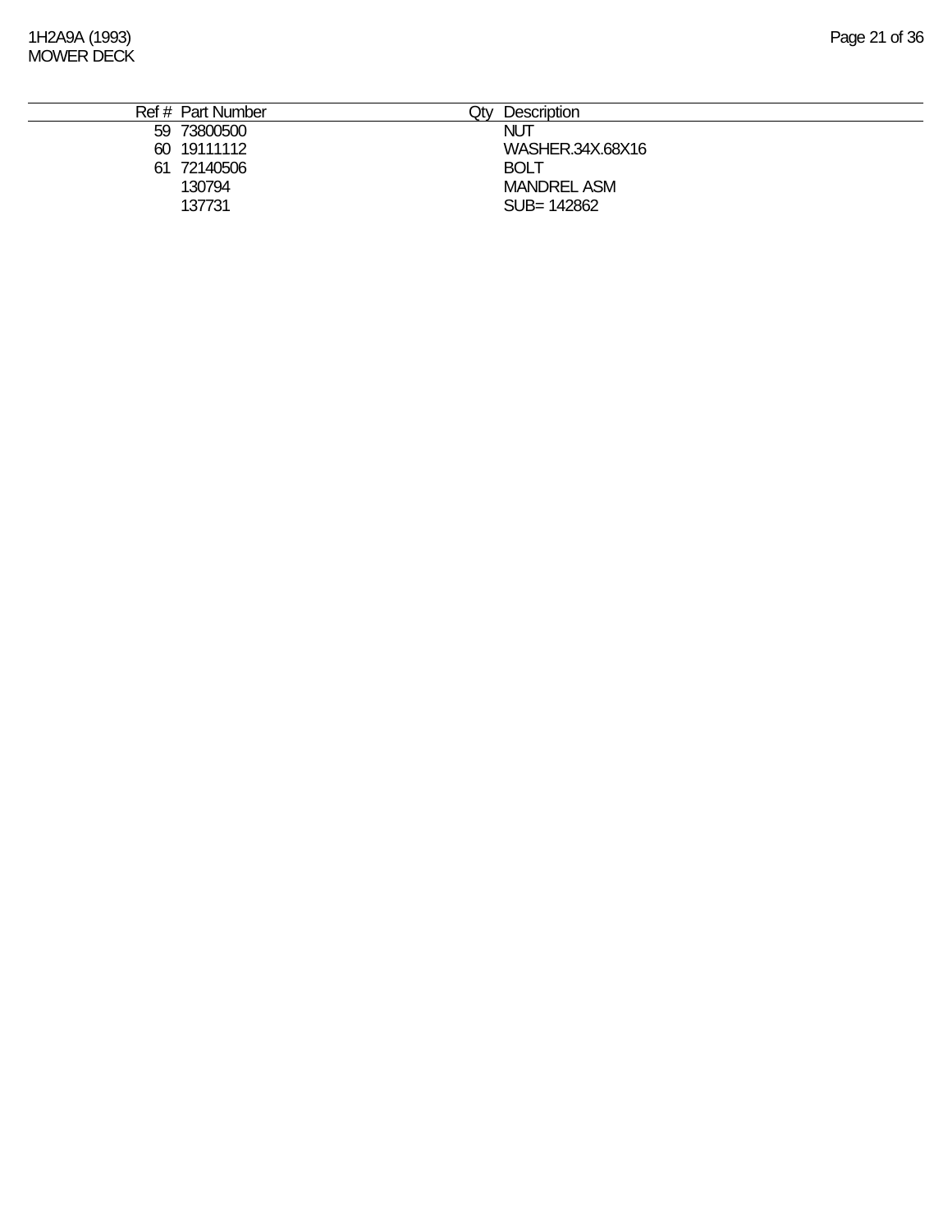| Ref # | Part Number | Qty | Description |
|---|---|---|---|
| 59 | 73800500 | | NUT |
| 60 | 19111112 | | WASHER.34X.68X16 |
| 61 | 72140506 | | BOLT |
| | 130794 | | MANDREL ASM |
| | 137731 | | SUB= 142862 |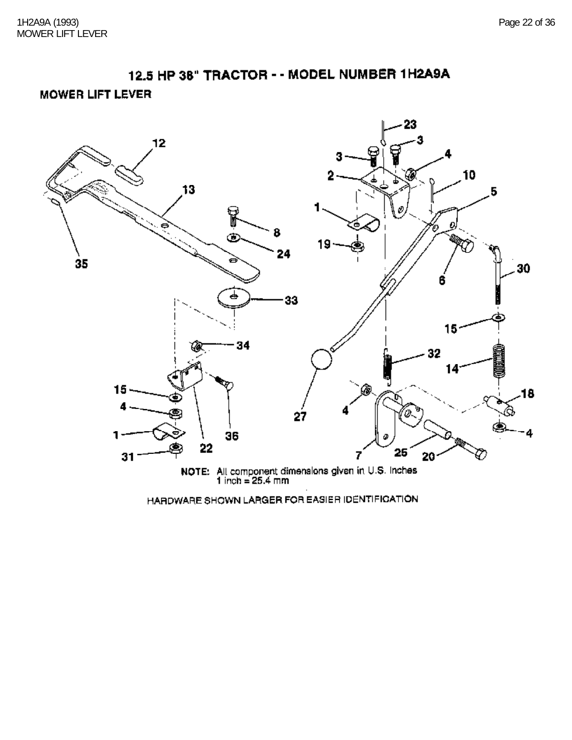# 12.5 HP 38" TRACTOR - - MODEL NUMBER 1H2A9A

## MOWER LIFT LEVER

NOTE: All component dimensions given in U.S. Inches
1 inch = 25.4 mm

HARDWARE SHOWN LARGER FOR EASIER IDENTIFICATION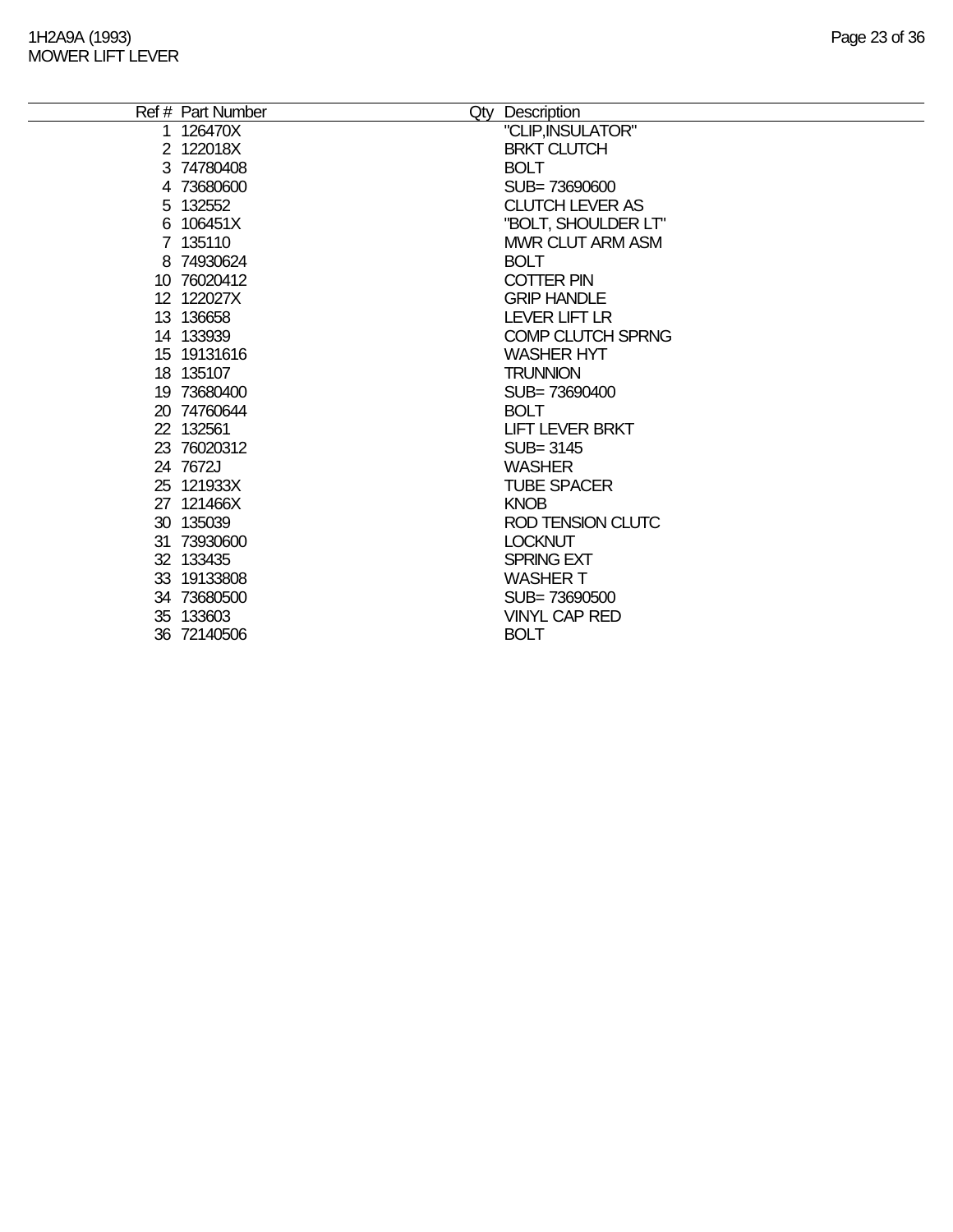1H2A9A (1993)
MOWER LIFT LEVER

| Ref # | Part Number | Qty | Description |
|---|---|---|---|
| 1 | 126470X | | "CLIP,INSULATOR" |
| 2 | 122018X | | BRKT CLUTCH |
| 3 | 74780408 | | BOLT |
| 4 | 73680600 | | SUB= 73690600 |
| 5 | 132552 | | CLUTCH LEVER AS |
| 6 | 106451X | | "BOLT, SHOULDER LT" |
| 7 | 135110 | | MWR CLUT ARM ASM |
| 8 | 74930624 | | BOLT |
| 10 | 76020412 | | COTTER PIN |
| 12 | 122027X | | GRIP HANDLE |
| 13 | 136658 | | LEVER LIFT LR |
| 14 | 133939 | | COMP CLUTCH SPRNG |
| 15 | 19131616 | | WASHER HYT |
| 18 | 135107 | | TRUNNION |
| 19 | 73680400 | | SUB= 73690400 |
| 20 | 74760644 | | BOLT |
| 22 | 132561 | | LIFT LEVER BRKT |
| 23 | 76020312 | | SUB= 3145 |
| 24 | 7672J | | WASHER |
| 25 | 121933X | | TUBE SPACER |
| 27 | 121466X | | KNOB |
| 30 | 135039 | | ROD TENSION CLUTC |
| 31 | 73930600 | | LOCKNUT |
| 32 | 133435 | | SPRING EXT |
| 33 | 19133808 | | WASHER T |
| 34 | 73680500 | | SUB= 73690500 |
| 35 | 133603 | | VINYL CAP RED |
| 36 | 72140506 | | BOLT |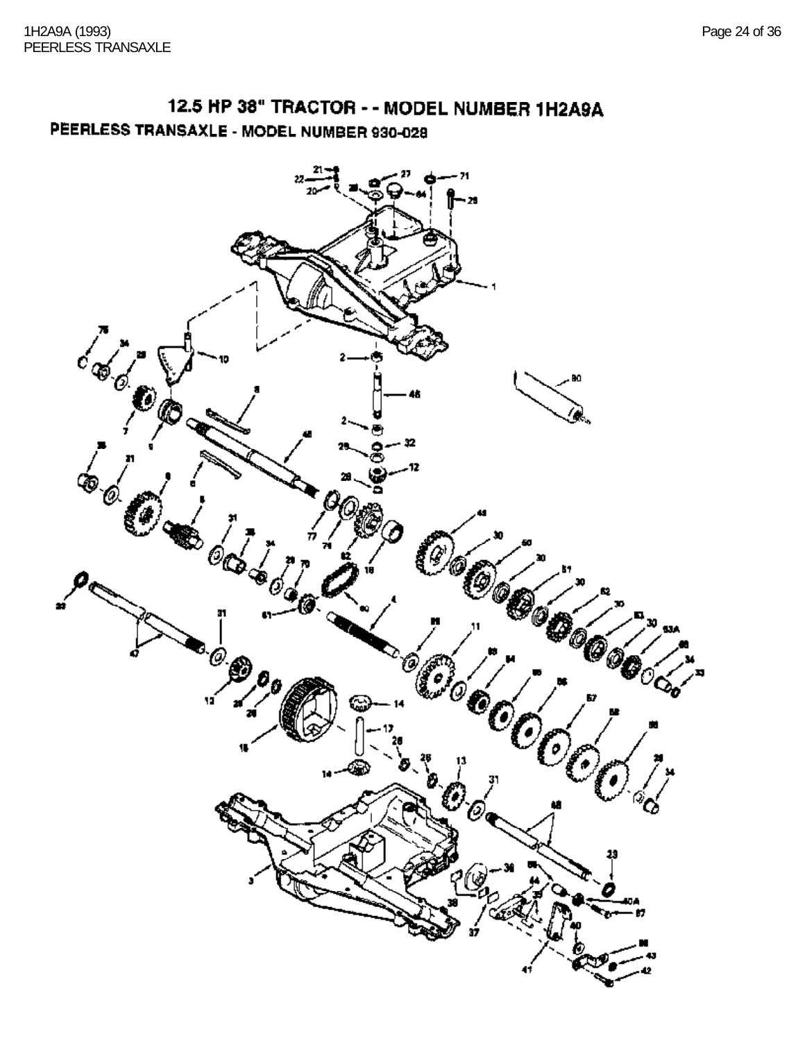# 12.5 HP 38" TRACTOR - - MODEL NUMBER 1H2A9A

## PEERLESS TRANSAXLE - MODEL NUMBER 930-028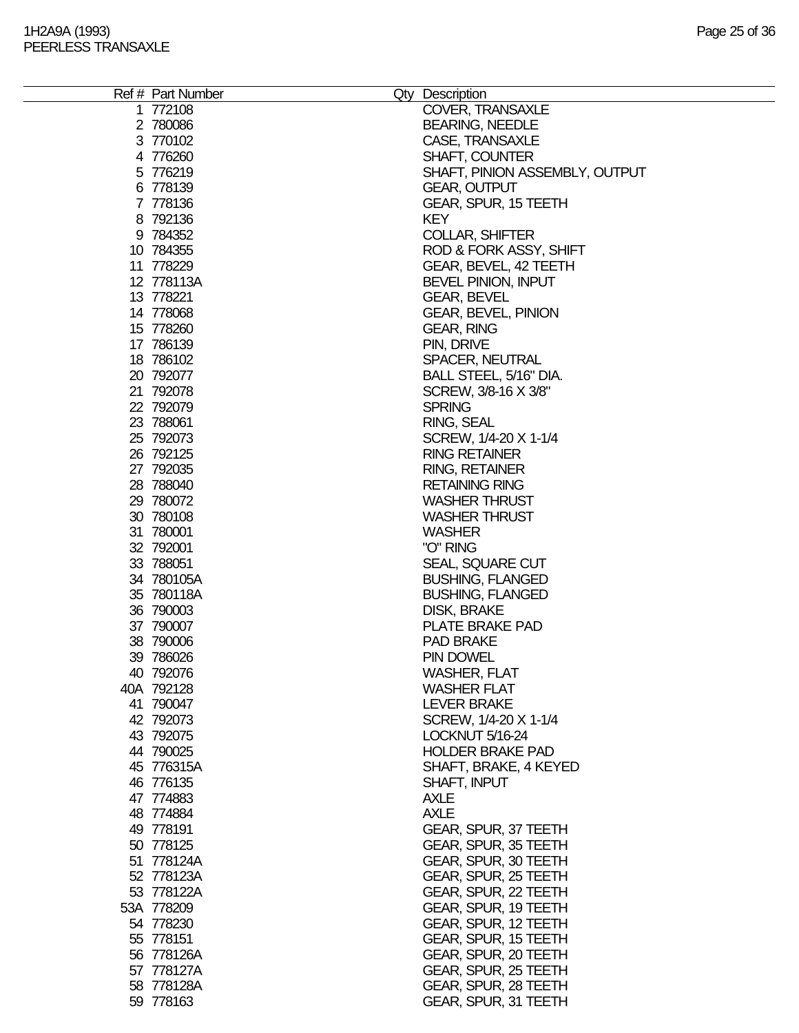| Ref # | Part Number | Qty | Description |
|---|---|---|---|
| 1 | 772108 | | COVER, TRANSAXLE |
| 2 | 780086 | | BEARING, NEEDLE |
| 3 | 770102 | | CASE, TRANSAXLE |
| 4 | 776260 | | SHAFT, COUNTER |
| 5 | 776219 | | SHAFT, PINION ASSEMBLY, OUTPUT |
| 6 | 778139 | | GEAR, OUTPUT |
| 7 | 778136 | | GEAR, SPUR, 15 TEETH |
| 8 | 792136 | | KEY |
| 9 | 784352 | | COLLAR, SHIFTER |
| 10 | 784355 | | ROD & FORK ASSY, SHIFT |
| 11 | 778229 | | GEAR, BEVEL, 42 TEETH |
| 12 | 778113A | | BEVEL PINION, INPUT |
| 13 | 778221 | | GEAR, BEVEL |
| 14 | 778068 | | GEAR, BEVEL, PINION |
| 15 | 778260 | | GEAR, RING |
| 17 | 786139 | | PIN, DRIVE |
| 18 | 786102 | | SPACER, NEUTRAL |
| 20 | 792077 | | BALL STEEL, 5/16" DIA. |
| 21 | 792078 | | SCREW, 3/8-16 X 3/8" |
| 22 | 792079 | | SPRING |
| 23 | 788061 | | RING, SEAL |
| 25 | 792073 | | SCREW, 1/4-20 X 1-1/4 |
| 26 | 792125 | | RING RETAINER |
| 27 | 792035 | | RING, RETAINER |
| 28 | 788040 | | RETAINING RING |
| 29 | 780072 | | WASHER THRUST |
| 30 | 780108 | | WASHER THRUST |
| 31 | 780001 | | WASHER |
| 32 | 792001 | | "O" RING |
| 33 | 788051 | | SEAL, SQUARE CUT |
| 34 | 780105A | | BUSHING, FLANGED |
| 35 | 780118A | | BUSHING, FLANGED |
| 36 | 790003 | | DISK, BRAKE |
| 37 | 790007 | | PLATE BRAKE PAD |
| 38 | 790006 | | PAD BRAKE |
| 39 | 786026 | | PIN DOWEL |
| 40 | 792076 | | WASHER, FLAT |
| 40A | 792128 | | WASHER FLAT |
| 41 | 790047 | | LEVER BRAKE |
| 42 | 792073 | | SCREW, 1/4-20 X 1-1/4 |
| 43 | 792075 | | LOCKNUT 5/16-24 |
| 44 | 790025 | | HOLDER BRAKE PAD |
| 45 | 776315A | | SHAFT, BRAKE, 4 KEYED |
| 46 | 776135 | | SHAFT, INPUT |
| 47 | 774883 | | AXLE |
| 48 | 774884 | | AXLE |
| 49 | 778191 | | GEAR, SPUR, 37 TEETH |
| 50 | 778125 | | GEAR, SPUR, 35 TEETH |
| 51 | 778124A | | GEAR, SPUR, 30 TEETH |
| 52 | 778123A | | GEAR, SPUR, 25 TEETH |
| 53 | 778122A | | GEAR, SPUR, 22 TEETH |
| 53A | 778209 | | GEAR, SPUR, 19 TEETH |
| 54 | 778230 | | GEAR, SPUR, 12 TEETH |
| 55 | 778151 | | GEAR, SPUR, 15 TEETH |
| 56 | 778126A | | GEAR, SPUR, 20 TEETH |
| 57 | 778127A | | GEAR, SPUR, 25 TEETH |
| 58 | 778128A | | GEAR, SPUR, 28 TEETH |
| 59 | 778163 | | GEAR, SPUR, 31 TEETH |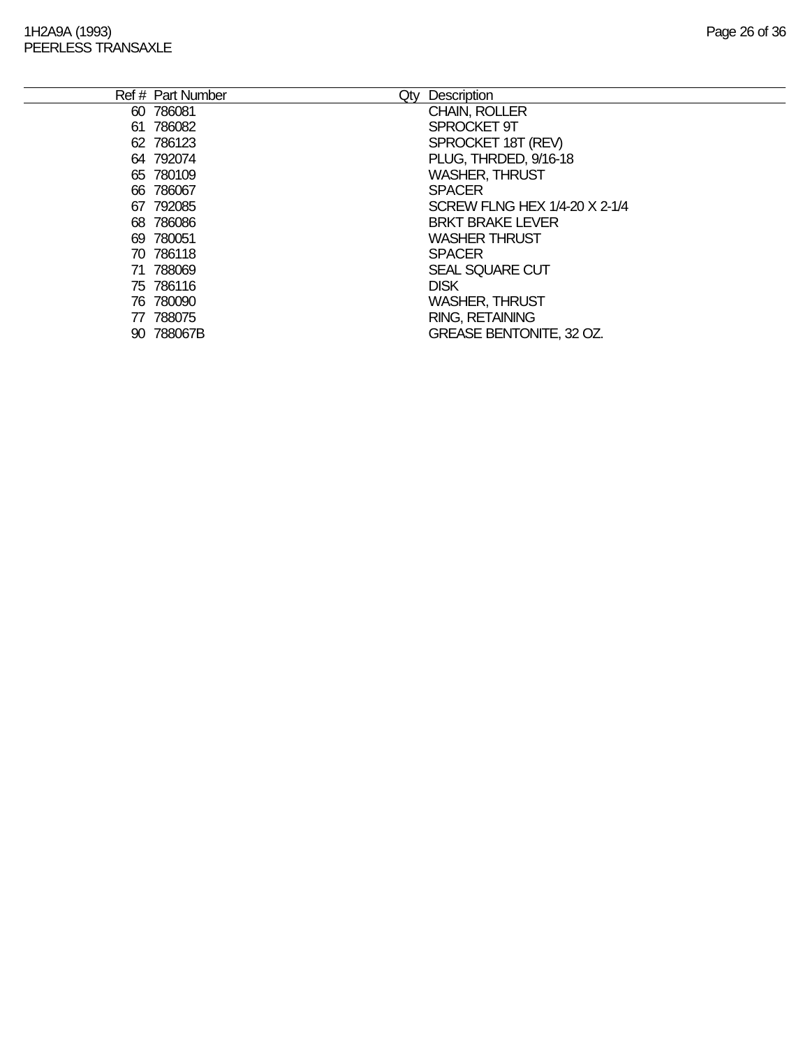| Ref # | Part Number | Qty | Description |
|---|---|---|---|
| 60 | 786081 | | CHAIN, ROLLER |
| 61 | 786082 | | SPROCKET 9T |
| 62 | 786123 | | SPROCKET 18T (REV) |
| 64 | 792074 | | PLUG, THRDED, 9/16-18 |
| 65 | 780109 | | WASHER, THRUST |
| 66 | 786067 | | SPACER |
| 67 | 792085 | | SCREW FLNG HEX 1/4-20 X 2-1/4 |
| 68 | 786086 | | BRKT BRAKE LEVER |
| 69 | 780051 | | WASHER THRUST |
| 70 | 786118 | | SPACER |
| 71 | 788069 | | SEAL SQUARE CUT |
| 75 | 786116 | | DISK |
| 76 | 780090 | | WASHER, THRUST |
| 77 | 788075 | | RING, RETAINING |
| 90 | 788067B | | GREASE BENTONITE, 32 OZ. |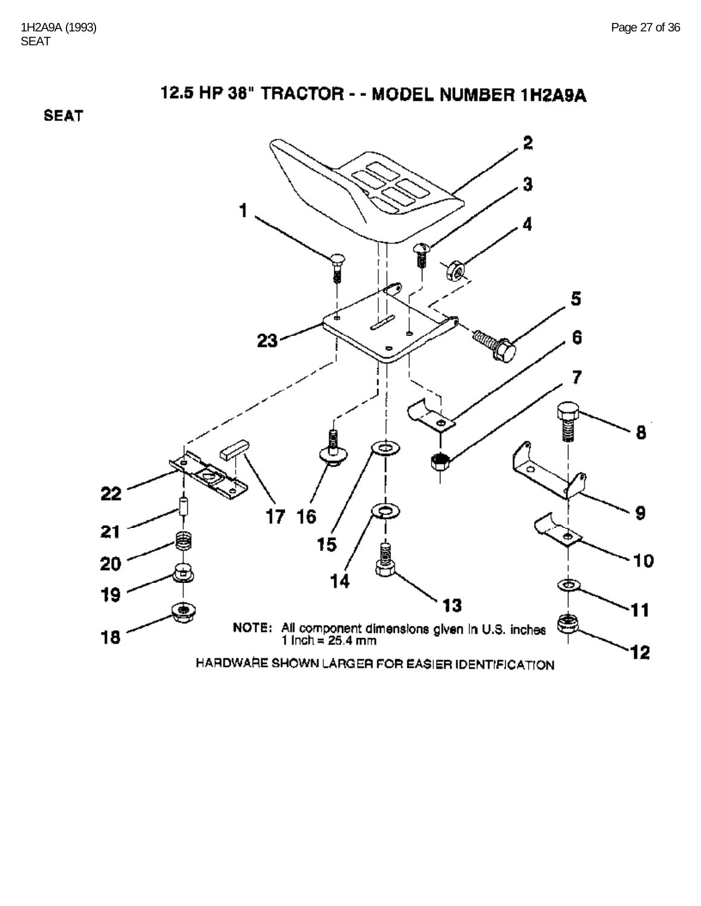# 12.5 HP 38" TRACTOR - - MODEL NUMBER 1H2A9A

## SEAT

NOTE: All component dimensions given in U.S. inches
1 inch = 25.4 mm

HARDWARE SHOWN LARGER FOR EASIER IDENTIFICATION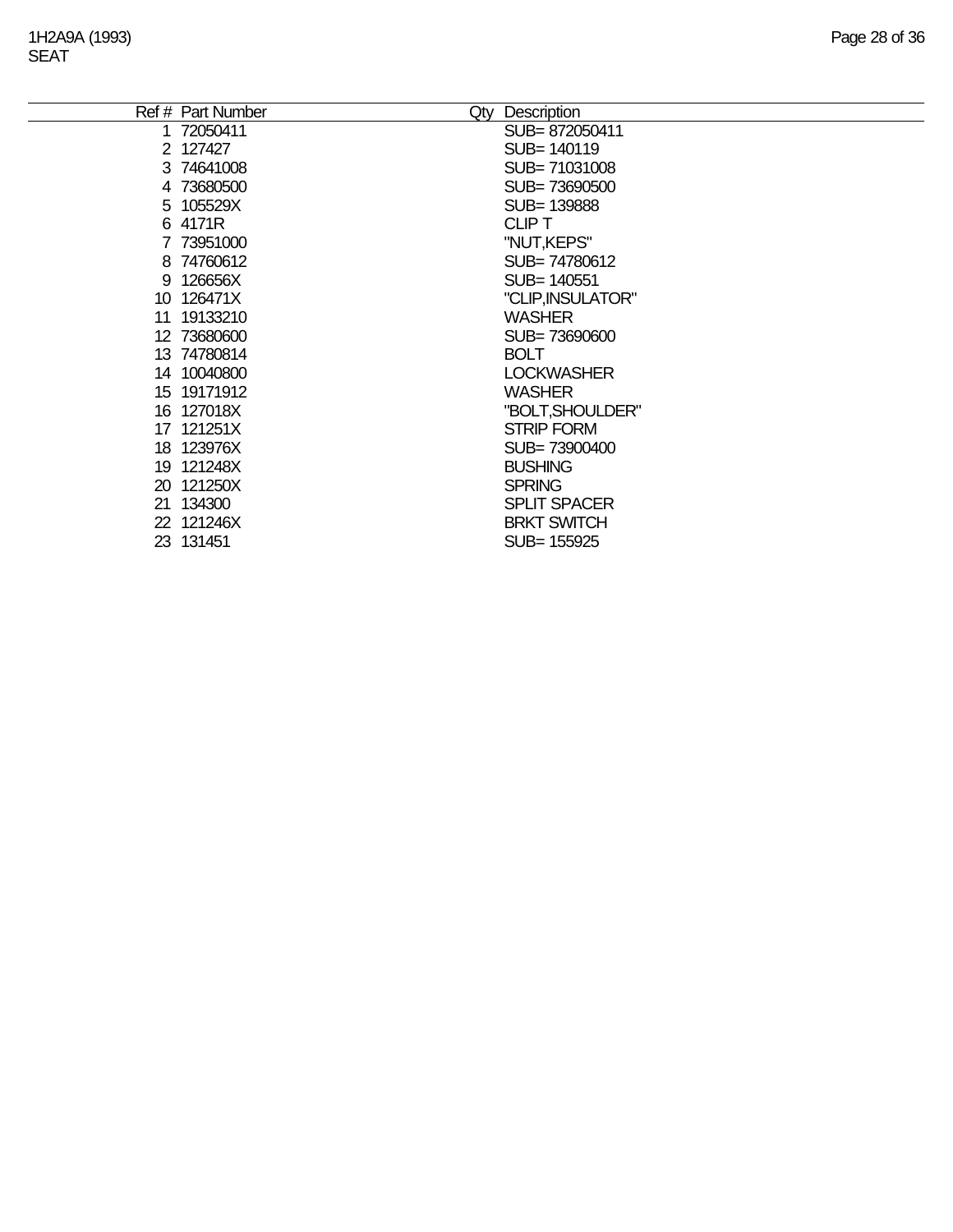| Ref # | Part Number | Qty | Description |
|---|---|---|---|
| 1 | 72050411 | | SUB= 872050411 |
| 2 | 127427 | | SUB= 140119 |
| 3 | 74641008 | | SUB= 71031008 |
| 4 | 73680500 | | SUB= 73690500 |
| 5 | 105529X | | SUB= 139888 |
| 6 | 4171R | | CLIP T |
| 7 | 73951000 | | "NUT,KEPS" |
| 8 | 74760612 | | SUB= 74780612 |
| 9 | 126656X | | SUB= 140551 |
| 10 | 126471X | | "CLIP,INSULATOR" |
| 11 | 19133210 | | WASHER |
| 12 | 73680600 | | SUB= 73690600 |
| 13 | 74780814 | | BOLT |
| 14 | 10040800 | | LOCKWASHER |
| 15 | 19171912 | | WASHER |
| 16 | 127018X | | "BOLT,SHOULDER" |
| 17 | 121251X | | STRIP FORM |
| 18 | 123976X | | SUB= 73900400 |
| 19 | 121248X | | BUSHING |
| 20 | 121250X | | SPRING |
| 21 | 134300 | | SPLIT SPACER |
| 22 | 121246X | | BRKT SWITCH |
| 23 | 131451 | | SUB= 155925 |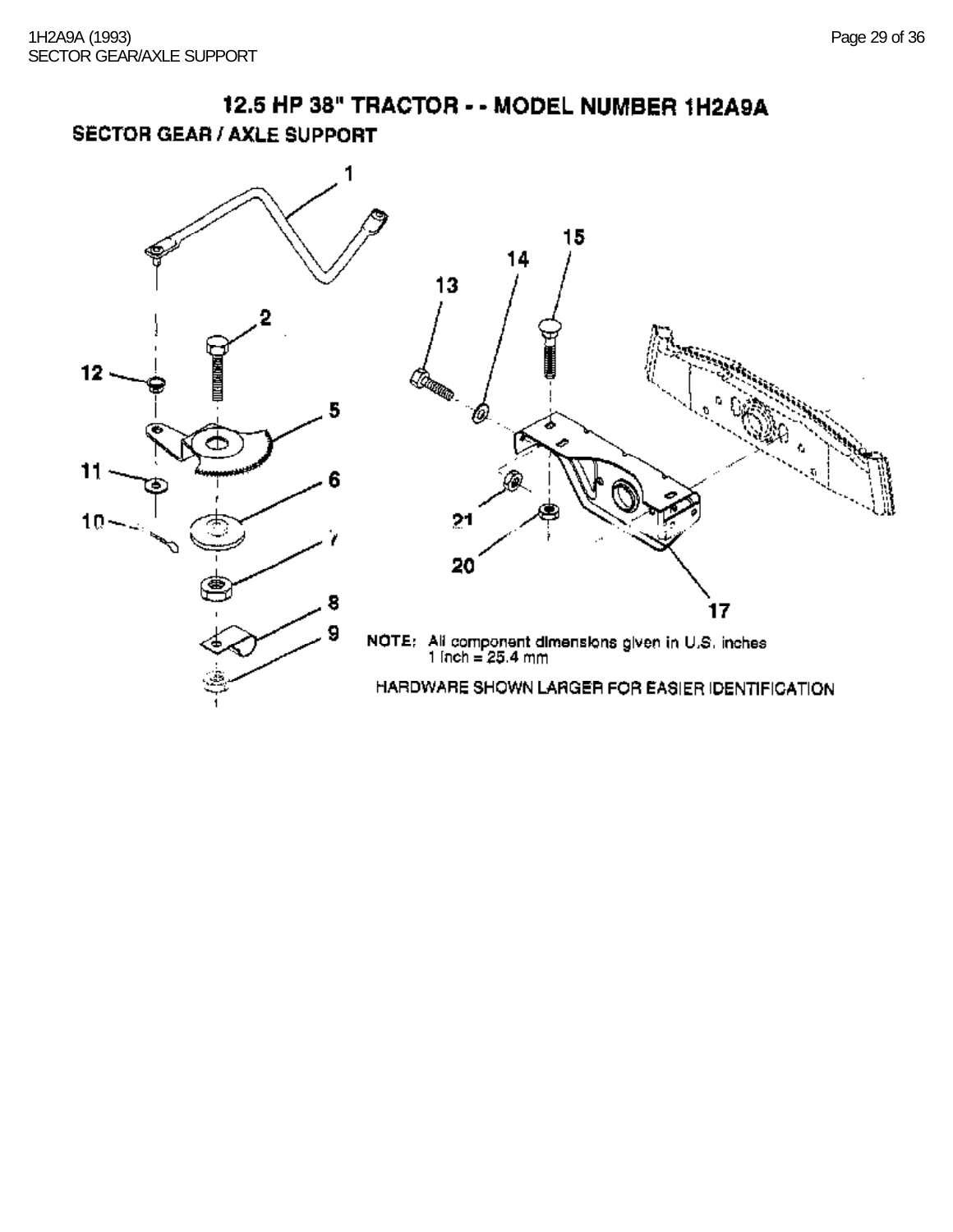# 12.5 HP 38" TRACTOR - - MODEL NUMBER 1H2A9A

## SECTOR GEAR / AXLE SUPPORT

1
15
14
13
2
12
5
11
6
10
21
7
20
8
17
9

NOTE: All component dimensions given in U.S. inches
1 inch = 25.4 mm

HARDWARE SHOWN LARGER FOR EASIER IDENTIFICATION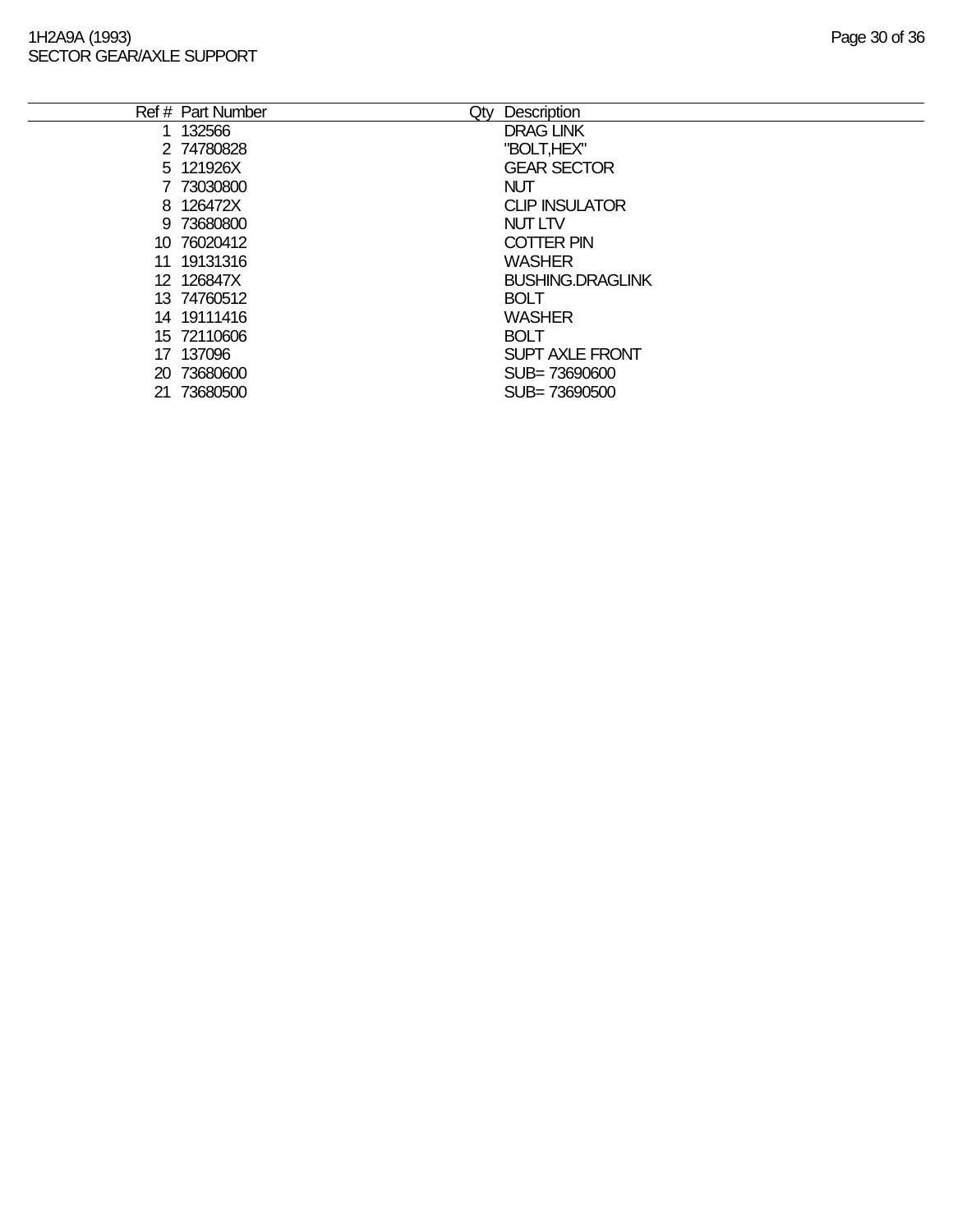# 1H2A9A (1993)
## SECTOR GEAR/AXLE SUPPORT

| Ref # | Part Number | Qty | Description |
|---|---|---|---|
| 1 | 132566 | | DRAG LINK |
| 2 | 74780828 | | "BOLT,HEX" |
| 5 | 121926X | | GEAR SECTOR |
| 7 | 73030800 | | NUT |
| 8 | 126472X | | CLIP INSULATOR |
| 9 | 73680800 | | NUT LTV |
| 10 | 76020412 | | COTTER PIN |
| 11 | 19131316 | | WASHER |
| 12 | 126847X | | BUSHING.DRAGLINK |
| 13 | 74760512 | | BOLT |
| 14 | 19111416 | | WASHER |
| 15 | 72110606 | | BOLT |
| 17 | 137096 | | SUPT AXLE FRONT |
| 20 | 73680600 | | SUB= 73690600 |
| 21 | 73680500 | | SUB= 73690500 |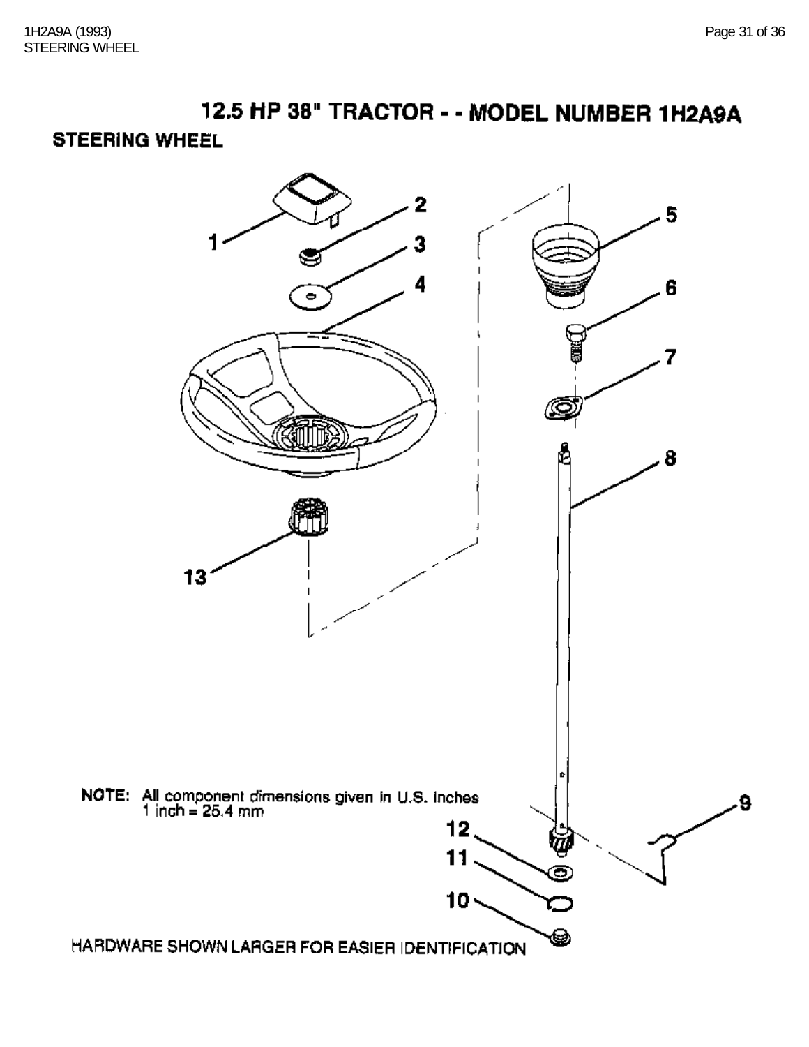# 12.5 HP 38" TRACTOR - - MODEL NUMBER 1H2A9A

## STEERING WHEEL

NOTE: All component dimensions given in U.S. inches
1 inch = 25.4 mm

HARDWARE SHOWN LARGER FOR EASIER IDENTIFICATION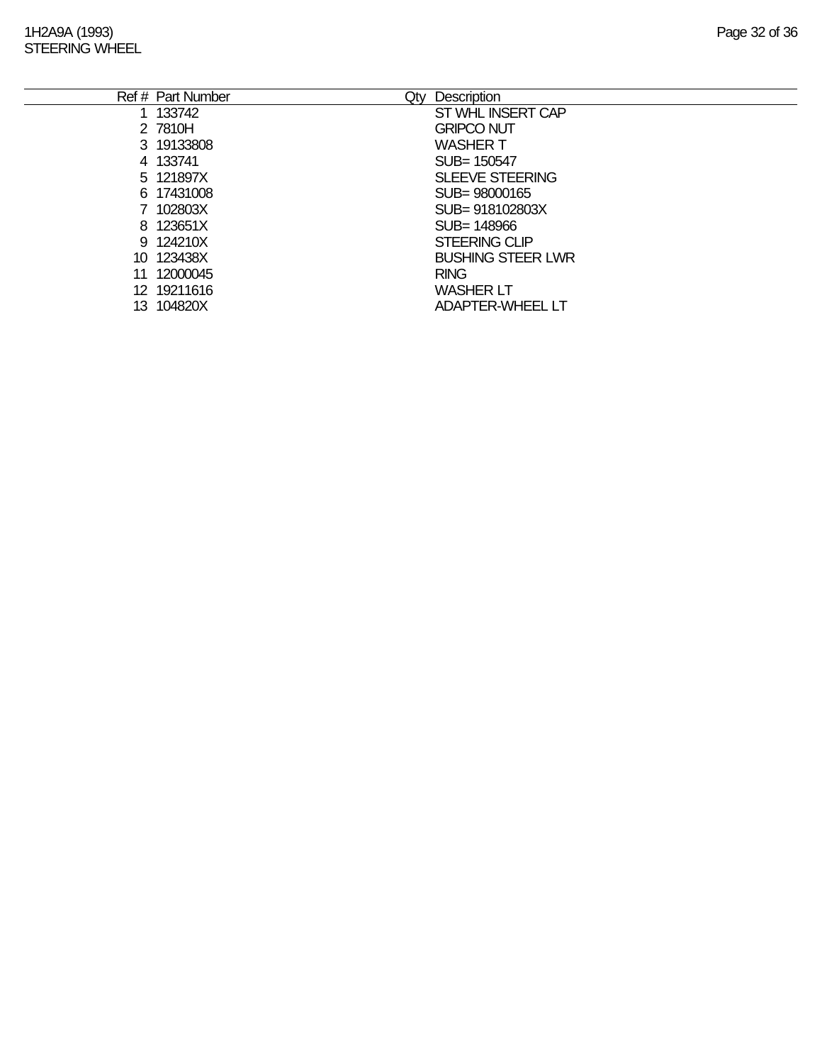| Ref # | Part Number | Qty | Description |
|---|---|---|---|
| 1 | 133742 | | ST WHL INSERT CAP |
| 2 | 7810H | | GRIPCO NUT |
| 3 | 19133808 | | WASHER T |
| 4 | 133741 | | SUB= 150547 |
| 5 | 121897X | | SLEEVE STEERING |
| 6 | 17431008 | | SUB= 98000165 |
| 7 | 102803X | | SUB= 918102803X |
| 8 | 123651X | | SUB= 148966 |
| 9 | 124210X | | STEERING CLIP |
| 10 | 123438X | | BUSHING STEER LWR |
| 11 | 12000045 | | RING |
| 12 | 19211616 | | WASHER LT |
| 13 | 104820X | | ADAPTER-WHEEL LT |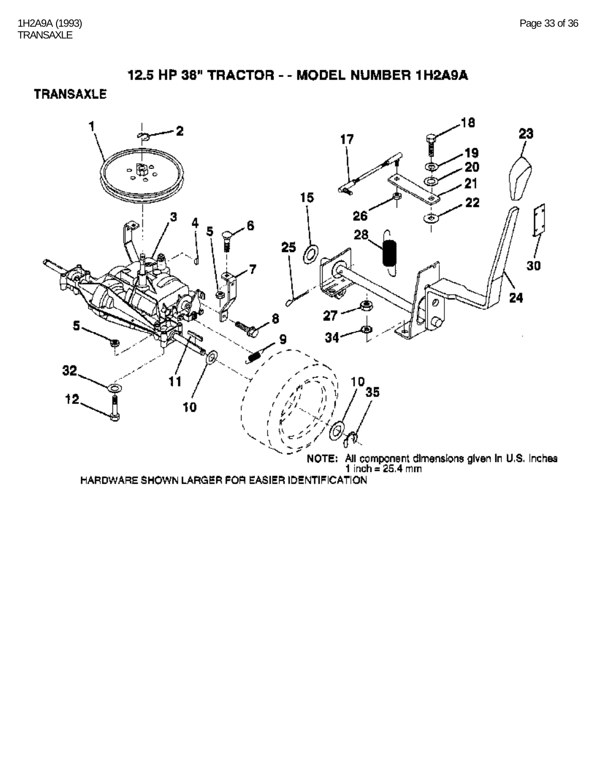# 12.5 HP 38" TRACTOR - - MODEL NUMBER 1H2A9A

## TRANSAXLE

NOTE: All component dimensions given in U.S. Inches
1 inch = 25.4 mm

HARDWARE SHOWN LARGER FOR EASIER IDENTIFICATION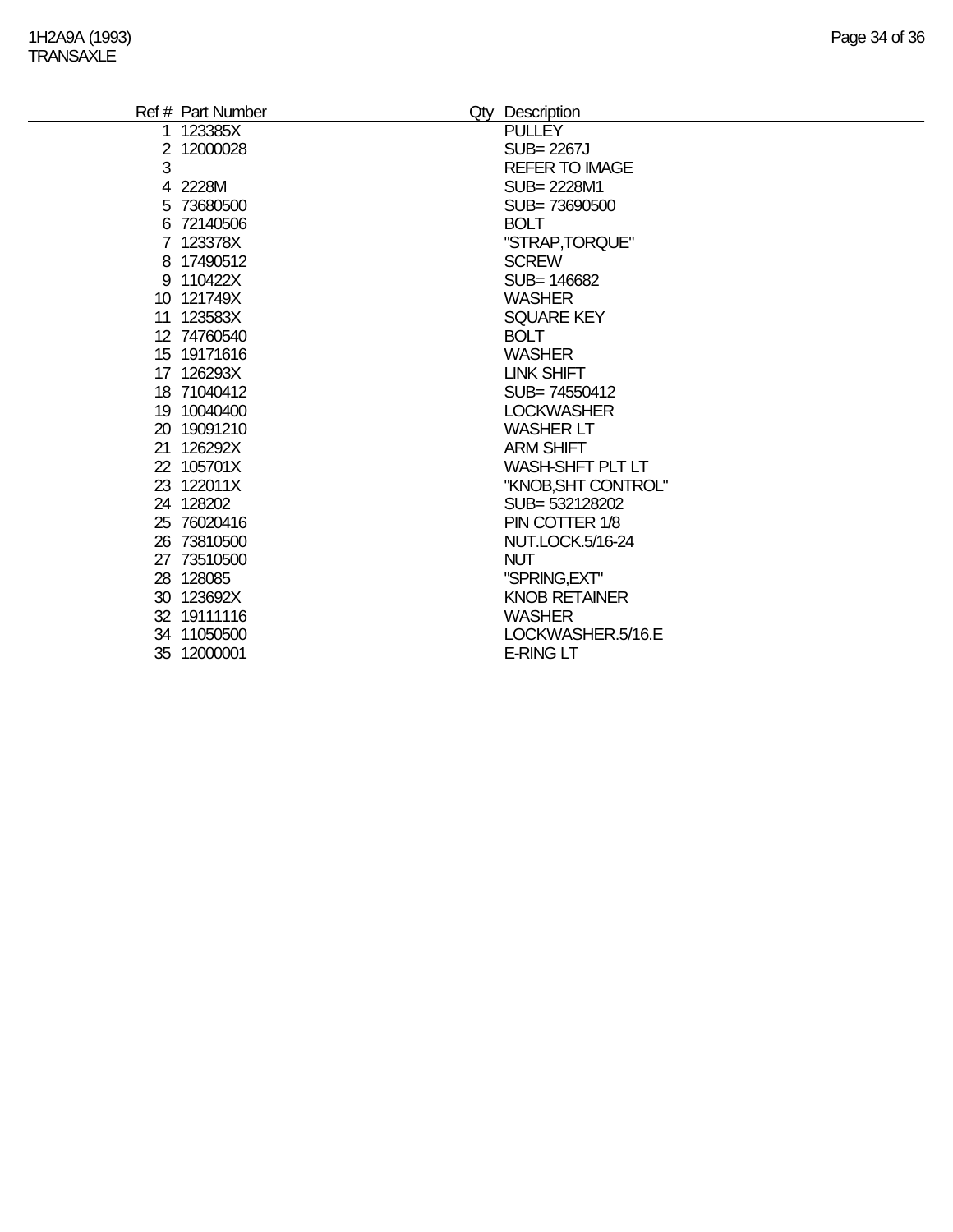| Ref # | Part Number | Qty | Description |
|---|---|---|---|
| 1 | 123385X | | PULLEY |
| 2 | 12000028 | | SUB= 2267J |
| 3 | | | REFER TO IMAGE |
| 4 | 2228M | | SUB= 2228M1 |
| 5 | 73680500 | | SUB= 73690500 |
| 6 | 72140506 | | BOLT |
| 7 | 123378X | | "STRAP,TORQUE" |
| 8 | 17490512 | | SCREW |
| 9 | 110422X | | SUB= 146682 |
| 10 | 121749X | | WASHER |
| 11 | 123583X | | SQUARE KEY |
| 12 | 74760540 | | BOLT |
| 15 | 19171616 | | WASHER |
| 17 | 126293X | | LINK SHIFT |
| 18 | 71040412 | | SUB= 74550412 |
| 19 | 10040400 | | LOCKWASHER |
| 20 | 19091210 | | WASHER LT |
| 21 | 126292X | | ARM SHIFT |
| 22 | 105701X | | WASH-SHFT PLT LT |
| 23 | 122011X | | "KNOB,SHT CONTROL" |
| 24 | 128202 | | SUB= 532128202 |
| 25 | 76020416 | | PIN COTTER 1/8 |
| 26 | 73810500 | | NUT.LOCK.5/16-24 |
| 27 | 73510500 | | NUT |
| 28 | 128085 | | "SPRING,EXT" |
| 30 | 123692X | | KNOB RETAINER |
| 32 | 19111116 | | WASHER |
| 34 | 11050500 | | LOCKWASHER.5/16.E |
| 35 | 12000001 | | E-RING LT |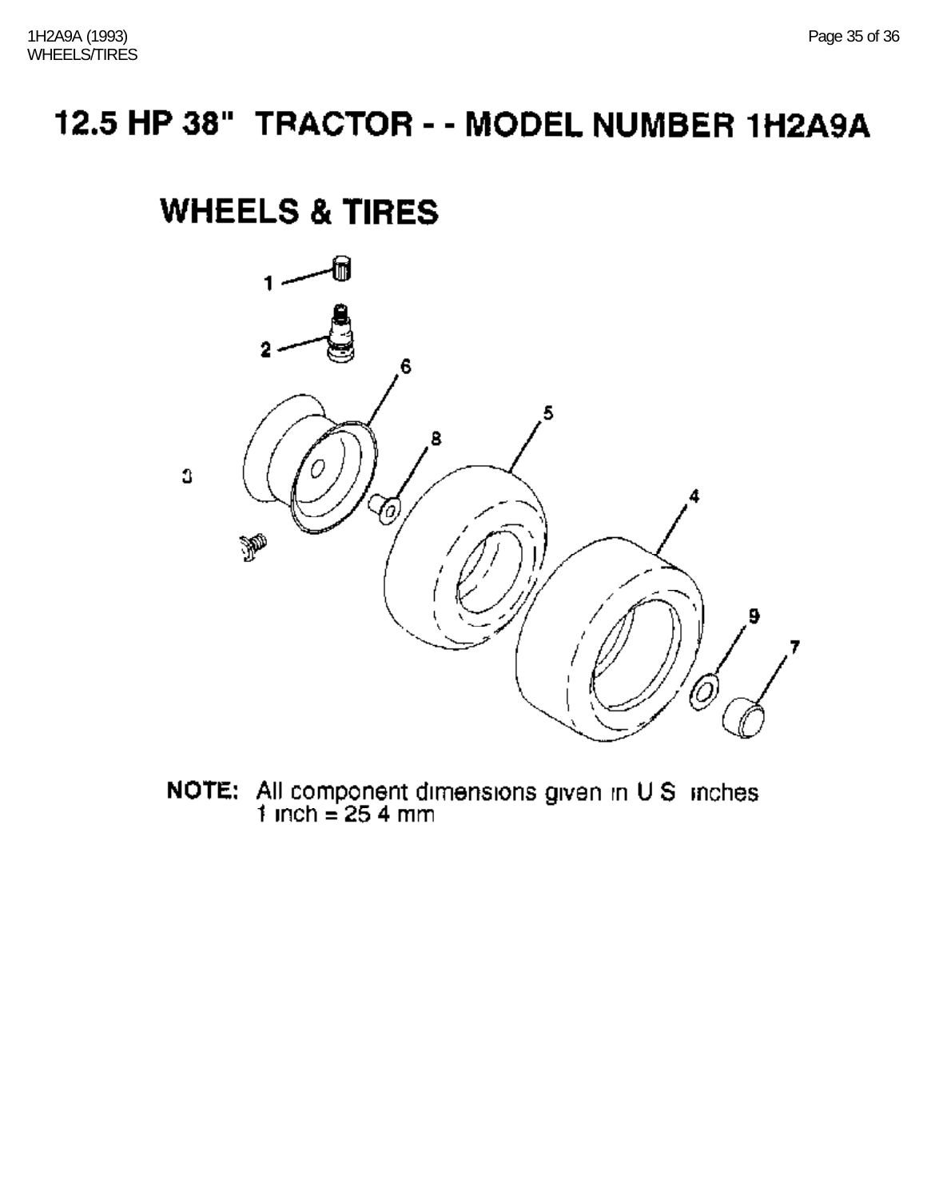# 12.5 HP 38" TRACTOR - - MODEL NUMBER 1H2A9A

## WHEELS & TIRES

1
2
6
5
8
3
4
9
7

**NOTE:** All component dimensions given in U S inches
1 inch = 25 4 mm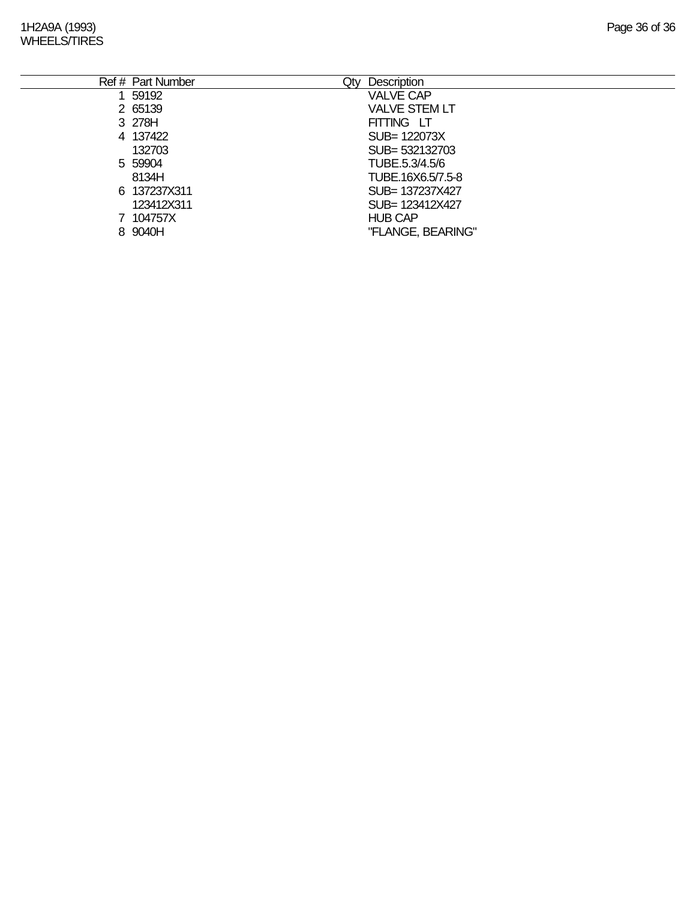| Ref # | Part Number | Qty | Description |
|---|---|---|---|
| 1 | 59192 | | VALVE CAP |
| 2 | 65139 | | VALVE STEM LT |
| 3 | 278H | | FITTING LT |
| 4 | 137422 | | SUB= 122073X |
| | 132703 | | SUB= 532132703 |
| 5 | 59904 | | TUBE.5.3/4.5/6 |
| | 8134H | | TUBE.16X6.5/7.5-8 |
| 6 | 137237X311 | | SUB= 137237X427 |
| | 123412X311 | | SUB= 123412X427 |
| 7 | 104757X | | HUB CAP |
| 8 | 9040H | | "FLANGE, BEARING" |